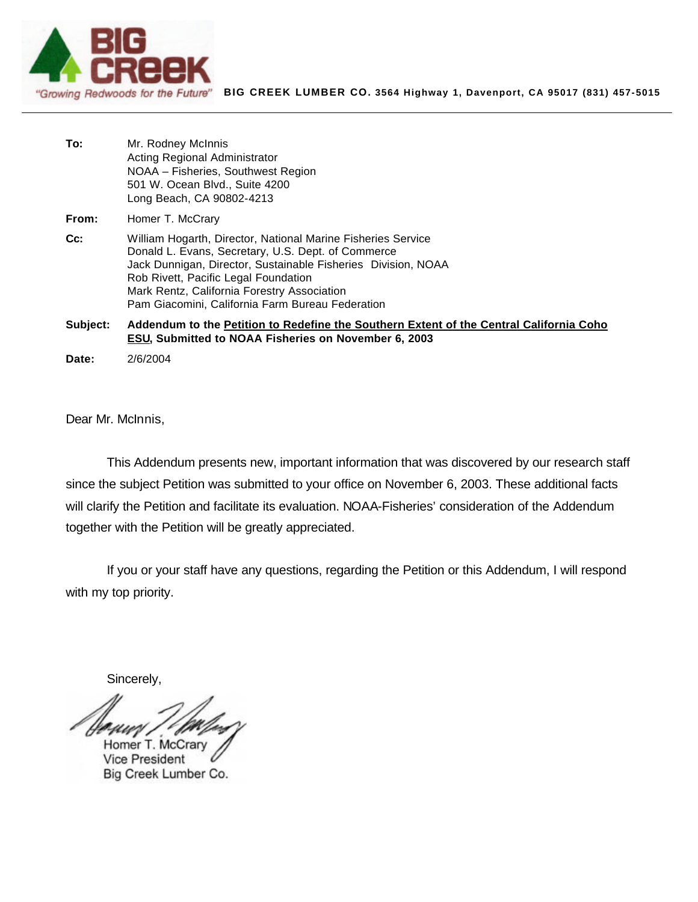BIG CREEK

"Growing Redwoods for the Future" **BIG CREEK LUMBER CO.** 3564 Highway 1, Davenport, CA 95017 (831) 457-5015

---

**To:** Mr. Rodney McInnis
Acting Regional Administrator
NOAA – Fisheries, Southwest Region
501 W. Ocean Blvd., Suite 4200
Long Beach, CA 90802-4213

**From:** Homer T. McCrary

**Cc:** William Hogarth, Director, National Marine Fisheries Service
Donald L. Evans, Secretary, U.S. Dept. of Commerce
Jack Dunnigan, Director, Sustainable Fisheries Division, NOAA
Rob Rivett, Pacific Legal Foundation
Mark Rentz, California Forestry Association
Pam Giacomini, California Farm Bureau Federation

**Subject:** **Addendum to the Petition to Redefine the Southern Extent of the Central California Coho ESU, Submitted to NOAA Fisheries on November 6, 2003**

**Date:** 2/6/2004

Dear Mr. McInnis,

This Addendum presents new, important information that was discovered by our research staff since the subject Petition was submitted to your office on November 6, 2003. These additional facts will clarify the Petition and facilitate its evaluation. NOAA-Fisheries' consideration of the Addendum together with the Petition will be greatly appreciated.

If you or your staff have any questions, regarding the Petition or this Addendum, I will respond with my top priority.

Sincerely,

Homer T. McCrary
Vice President
Big Creek Lumber Co.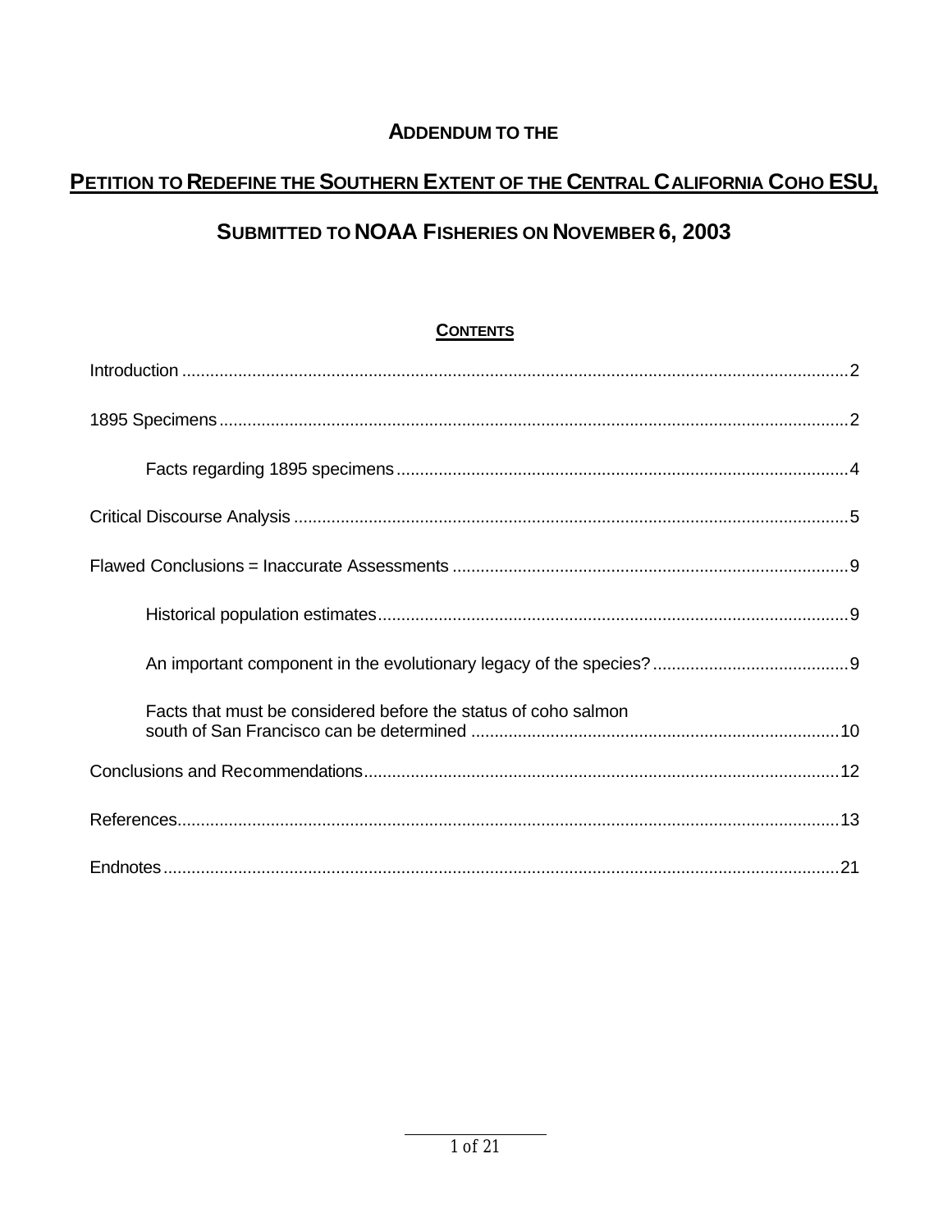# ADDENDUM TO THE

# PETITION TO REDEFINE THE SOUTHERN EXTENT OF THE CENTRAL CALIFORNIA COHO ESU,

# SUBMITTED TO NOAA FISHERIES ON NOVEMBER 6, 2003

## CONTENTS

- Introduction ....................................................... 2
- 1895 Specimens ................................................... 2
  - Facts regarding 1895 specimens ................................ 4
- Critical Discourse Analysis ....................................... 5
- Flawed Conclusions = Inaccurate Assessments ...................... 9
  - Historical population estimates ............................... 9
  - An important component in the evolutionary legacy of the species? ......... 9
  - Facts that must be considered before the status of coho salmon south of San Francisco can be determined ......... 10
- Conclusions and Recommendations .................................. 12
- References ........................................................ 13
- Endnotes .......................................................... 21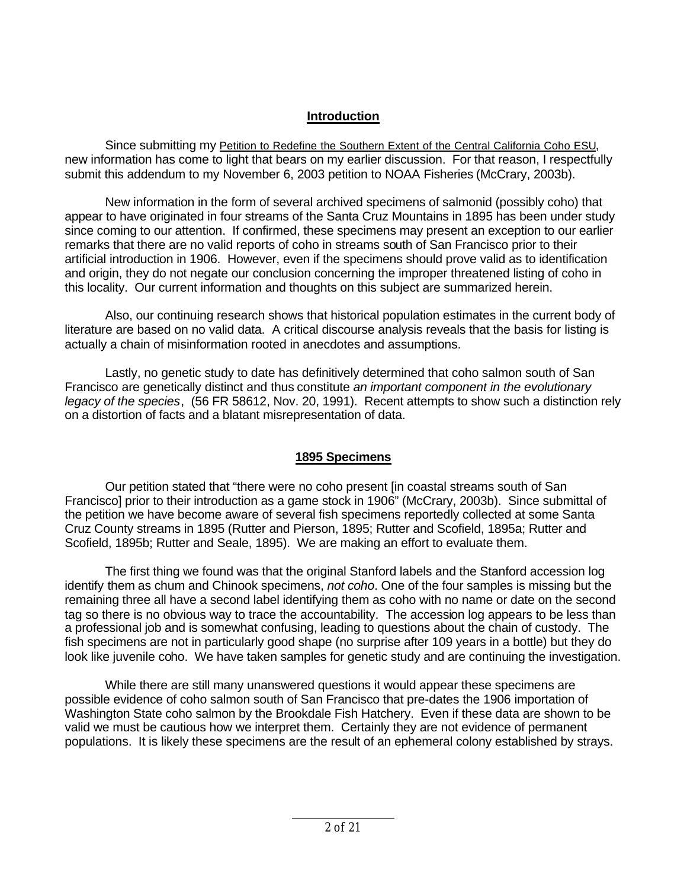## Introduction

Since submitting my Petition to Redefine the Southern Extent of the Central California Coho ESU, new information has come to light that bears on my earlier discussion. For that reason, I respectfully submit this addendum to my November 6, 2003 petition to NOAA Fisheries (McCrary, 2003b).

New information in the form of several archived specimens of salmonid (possibly coho) that appear to have originated in four streams of the Santa Cruz Mountains in 1895 has been under study since coming to our attention. If confirmed, these specimens may present an exception to our earlier remarks that there are no valid reports of coho in streams south of San Francisco prior to their artificial introduction in 1906. However, even if the specimens should prove valid as to identification and origin, they do not negate our conclusion concerning the improper threatened listing of coho in this locality. Our current information and thoughts on this subject are summarized herein.

Also, our continuing research shows that historical population estimates in the current body of literature are based on no valid data. A critical discourse analysis reveals that the basis for listing is actually a chain of misinformation rooted in anecdotes and assumptions.

Lastly, no genetic study to date has definitively determined that coho salmon south of San Francisco are genetically distinct and thus constitute *an important component in the evolutionary legacy of the species*, (56 FR 58612, Nov. 20, 1991). Recent attempts to show such a distinction rely on a distortion of facts and a blatant misrepresentation of data.

## 1895 Specimens

Our petition stated that "there were no coho present [in coastal streams south of San Francisco] prior to their introduction as a game stock in 1906" (McCrary, 2003b). Since submittal of the petition we have become aware of several fish specimens reportedly collected at some Santa Cruz County streams in 1895 (Rutter and Pierson, 1895; Rutter and Scofield, 1895a; Rutter and Scofield, 1895b; Rutter and Seale, 1895). We are making an effort to evaluate them.

The first thing we found was that the original Stanford labels and the Stanford accession log identify them as chum and Chinook specimens, *not coho*. One of the four samples is missing but the remaining three all have a second label identifying them as coho with no name or date on the second tag so there is no obvious way to trace the accountability. The accession log appears to be less than a professional job and is somewhat confusing, leading to questions about the chain of custody. The fish specimens are not in particularly good shape (no surprise after 109 years in a bottle) but they do look like juvenile coho. We have taken samples for genetic study and are continuing the investigation.

While there are still many unanswered questions it would appear these specimens are possible evidence of coho salmon south of San Francisco that pre-dates the 1906 importation of Washington State coho salmon by the Brookdale Fish Hatchery. Even if these data are shown to be valid we must be cautious how we interpret them. Certainly they are not evidence of permanent populations. It is likely these specimens are the result of an ephemeral colony established by strays.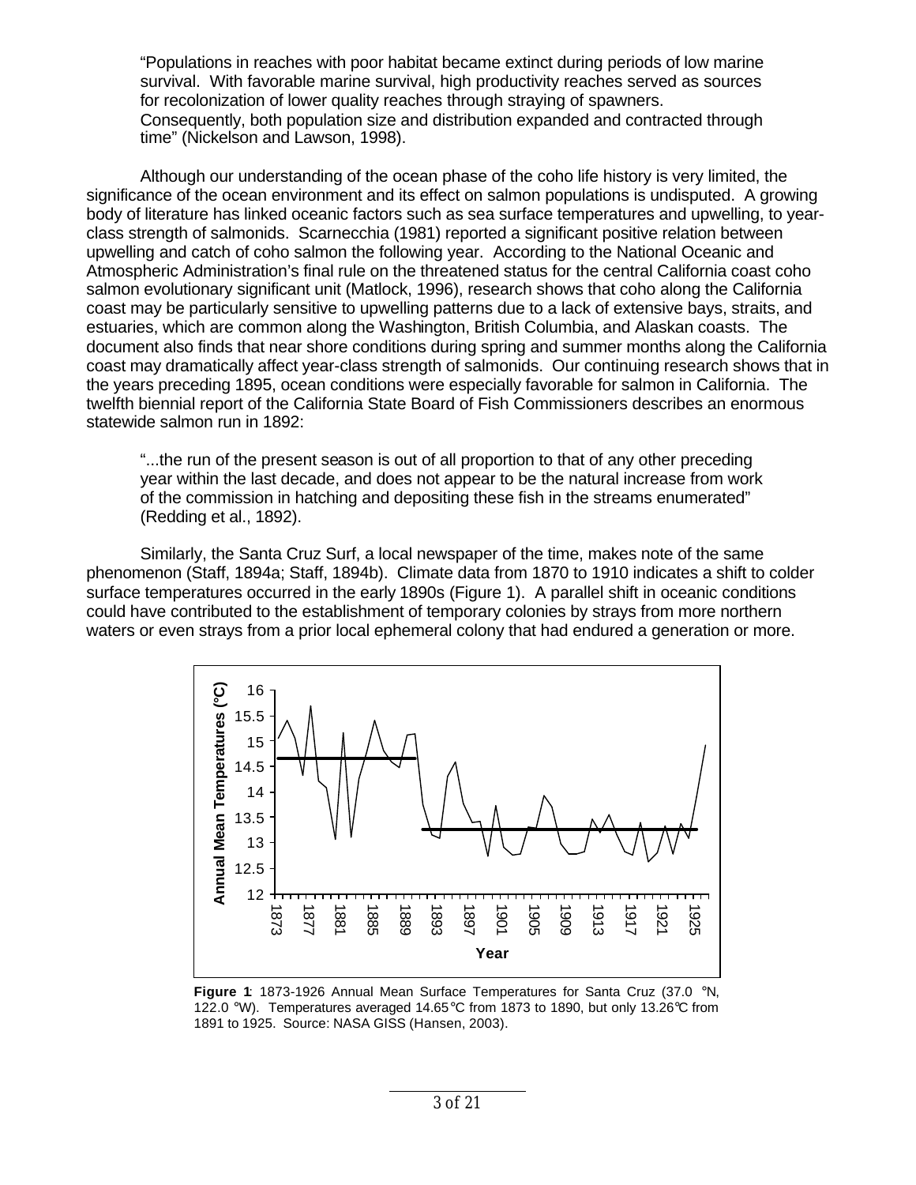"Populations in reaches with poor habitat became extinct during periods of low marine survival. With favorable marine survival, high productivity reaches served as sources for recolonization of lower quality reaches through straying of spawners. Consequently, both population size and distribution expanded and contracted through time" (Nickelson and Lawson, 1998).

Although our understanding of the ocean phase of the coho life history is very limited, the significance of the ocean environment and its effect on salmon populations is undisputed. A growing body of literature has linked oceanic factors such as sea surface temperatures and upwelling, to year-class strength of salmonids. Scarnecchia (1981) reported a significant positive relation between upwelling and catch of coho salmon the following year. According to the National Oceanic and Atmospheric Administration's final rule on the threatened status for the central California coast coho salmon evolutionary significant unit (Matlock, 1996), research shows that coho along the California coast may be particularly sensitive to upwelling patterns due to a lack of extensive bays, straits, and estuaries, which are common along the Washington, British Columbia, and Alaskan coasts. The document also finds that near shore conditions during spring and summer months along the California coast may dramatically affect year-class strength of salmonids. Our continuing research shows that in the years preceding 1895, ocean conditions were especially favorable for salmon in California. The twelfth biennial report of the California State Board of Fish Commissioners describes an enormous statewide salmon run in 1892:

"...the run of the present season is out of all proportion to that of any other preceding year within the last decade, and does not appear to be the natural increase from work of the commission in hatching and depositing these fish in the streams enumerated" (Redding et al., 1892).

Similarly, the Santa Cruz Surf, a local newspaper of the time, makes note of the same phenomenon (Staff, 1894a; Staff, 1894b). Climate data from 1870 to 1910 indicates a shift to colder surface temperatures occurred in the early 1890s (Figure 1). A parallel shift in oceanic conditions could have contributed to the establishment of temporary colonies by strays from more northern waters or even strays from a prior local ephemeral colony that had endured a generation or more.

**Figure 1**: 1873-1926 Annual Mean Surface Temperatures for Santa Cruz (37.0 °N, 122.0 °W). Temperatures averaged 14.65°C from 1873 to 1890, but only 13.26°C from 1891 to 1925. Source: NASA GISS (Hansen, 2003).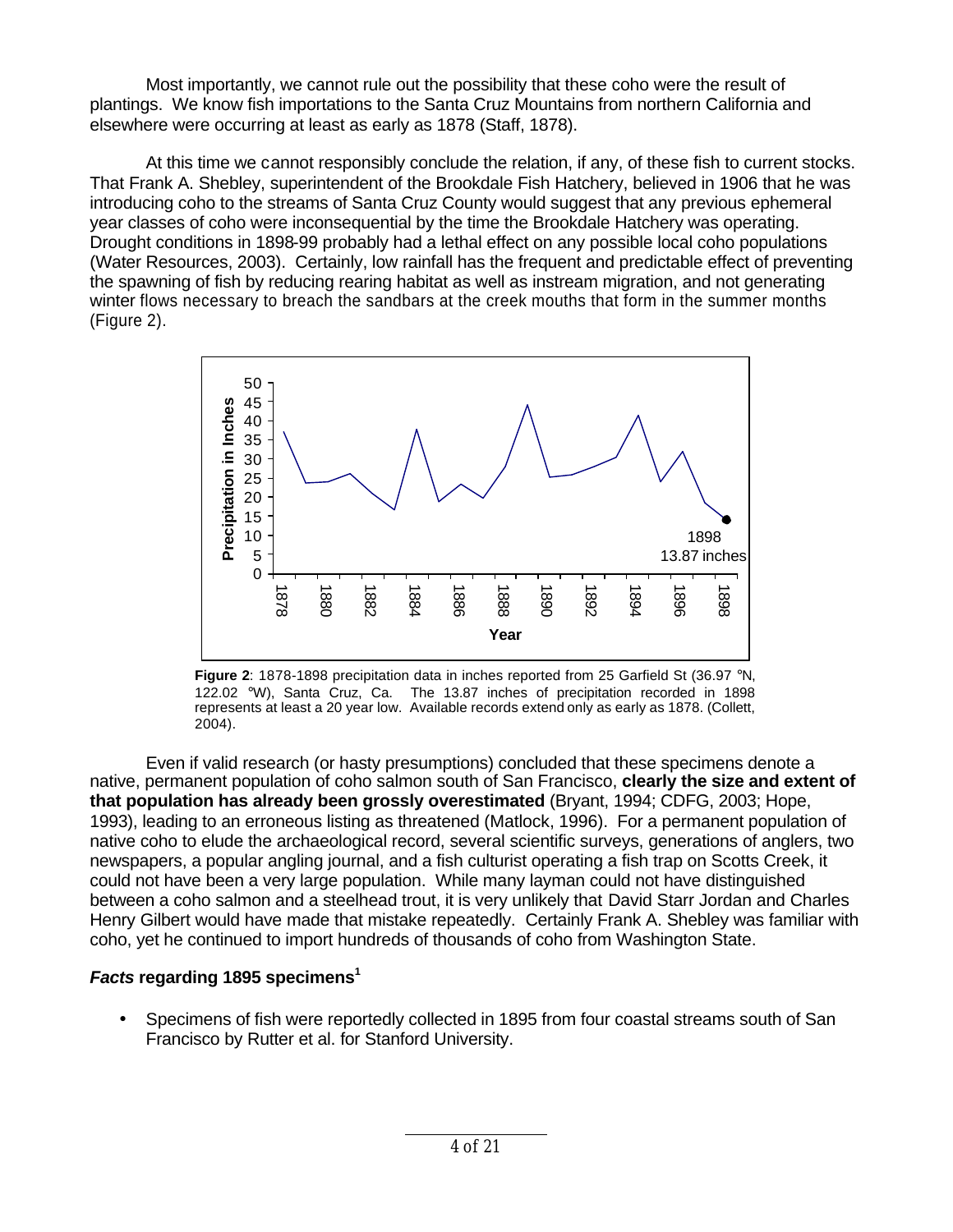Most importantly, we cannot rule out the possibility that these coho were the result of plantings. We know fish importations to the Santa Cruz Mountains from northern California and elsewhere were occurring at least as early as 1878 (Staff, 1878).

At this time we cannot responsibly conclude the relation, if any, of these fish to current stocks. That Frank A. Shebley, superintendent of the Brookdale Fish Hatchery, believed in 1906 that he was introducing coho to the streams of Santa Cruz County would suggest that any previous ephemeral year classes of coho were inconsequential by the time the Brookdale Hatchery was operating. Drought conditions in 1898-99 probably had a lethal effect on any possible local coho populations (Water Resources, 2003). Certainly, low rainfall has the frequent and predictable effect of preventing the spawning of fish by reducing rearing habitat as well as instream migration, and not generating winter flows necessary to breach the sandbars at the creek mouths that form in the summer months (Figure 2).

**Figure 2**: 1878-1898 precipitation data in inches reported from 25 Garfield St (36.97 °N, 122.02 °W), Santa Cruz, Ca. The 13.87 inches of precipitation recorded in 1898 represents at least a 20 year low. Available records extend only as early as 1878. (Collett, 2004).

Even if valid research (or hasty presumptions) concluded that these specimens denote a native, permanent population of coho salmon south of San Francisco, **clearly the size and extent of that population has already been grossly overestimated** (Bryant, 1994; CDFG, 2003; Hope, 1993), leading to an erroneous listing as threatened (Matlock, 1996). For a permanent population of native coho to elude the archaeological record, several scientific surveys, generations of anglers, two newspapers, a popular angling journal, and a fish culturist operating a fish trap on Scotts Creek, it could not have been a very large population. While many layman could not have distinguished between a coho salmon and a steelhead trout, it is very unlikely that David Starr Jordan and Charles Henry Gilbert would have made that mistake repeatedly. Certainly Frank A. Shebley was familiar with coho, yet he continued to import hundreds of thousands of coho from Washington State.

### ***Facts* regarding 1895 specimens[1]**

- Specimens of fish were reportedly collected in 1895 from four coastal streams south of San Francisco by Rutter et al. for Stanford University.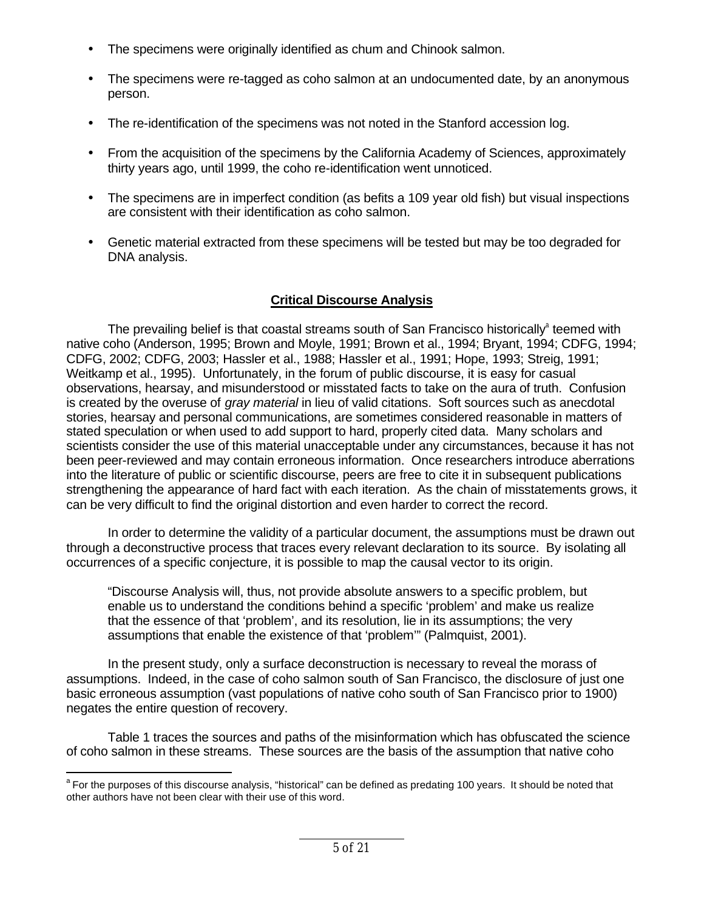- The specimens were originally identified as chum and Chinook salmon.
- The specimens were re-tagged as coho salmon at an undocumented date, by an anonymous person.
- The re-identification of the specimens was not noted in the Stanford accession log.
- From the acquisition of the specimens by the California Academy of Sciences, approximately thirty years ago, until 1999, the coho re-identification went unnoticed.
- The specimens are in imperfect condition (as befits a 109 year old fish) but visual inspections are consistent with their identification as coho salmon.
- Genetic material extracted from these specimens will be tested but may be too degraded for DNA analysis.

## Critical Discourse Analysis

The prevailing belief is that coastal streams south of San Francisco historically[a] teemed with native coho (Anderson, 1995; Brown and Moyle, 1991; Brown et al., 1994; Bryant, 1994; CDFG, 1994; CDFG, 2002; CDFG, 2003; Hassler et al., 1988; Hassler et al., 1991; Hope, 1993; Streig, 1991; Weitkamp et al., 1995). Unfortunately, in the forum of public discourse, it is easy for casual observations, hearsay, and misunderstood or misstated facts to take on the aura of truth. Confusion is created by the overuse of *gray material* in lieu of valid citations. Soft sources such as anecdotal stories, hearsay and personal communications, are sometimes considered reasonable in matters of stated speculation or when used to add support to hard, properly cited data. Many scholars and scientists consider the use of this material unacceptable under any circumstances, because it has not been peer-reviewed and may contain erroneous information. Once researchers introduce aberrations into the literature of public or scientific discourse, peers are free to cite it in subsequent publications strengthening the appearance of hard fact with each iteration. As the chain of misstatements grows, it can be very difficult to find the original distortion and even harder to correct the record.

In order to determine the validity of a particular document, the assumptions must be drawn out through a deconstructive process that traces every relevant declaration to its source. By isolating all occurrences of a specific conjecture, it is possible to map the causal vector to its origin.

> "Discourse Analysis will, thus, not provide absolute answers to a specific problem, but enable us to understand the conditions behind a specific 'problem' and make us realize that the essence of that 'problem', and its resolution, lie in its assumptions; the very assumptions that enable the existence of that 'problem'" (Palmquist, 2001).

In the present study, only a surface deconstruction is necessary to reveal the morass of assumptions. Indeed, in the case of coho salmon south of San Francisco, the disclosure of just one basic erroneous assumption (vast populations of native coho south of San Francisco prior to 1900) negates the entire question of recovery.

Table 1 traces the sources and paths of the misinformation which has obfuscated the science of coho salmon in these streams. These sources are the basis of the assumption that native coho

[a] For the purposes of this discourse analysis, "historical" can be defined as predating 100 years. It should be noted that other authors have not been clear with their use of this word.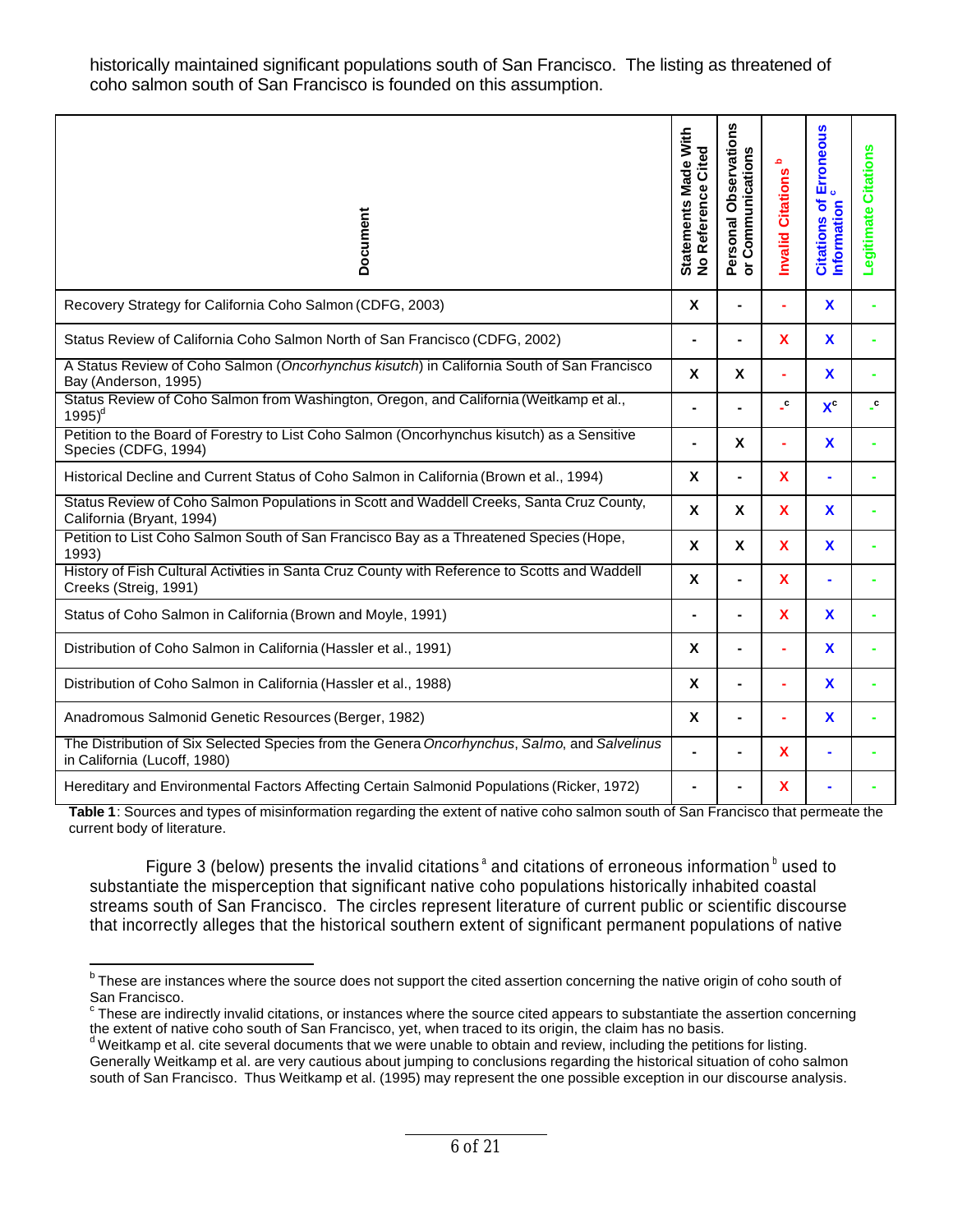historically maintained significant populations south of San Francisco. The listing as threatened of coho salmon south of San Francisco is founded on this assumption.

| Document | Statements Made With No Reference Cited | Personal Observations or Communications | Invalid Citations [b] | Citations of Erroneous Information [c] | Legitimate Citations |
|---|---|---|---|---|---|
| Recovery Strategy for California Coho Salmon (CDFG, 2003) | X | - | - | X | - |
| Status Review of California Coho Salmon North of San Francisco (CDFG, 2002) | - | - | X | X | - |
| A Status Review of Coho Salmon (*Oncorhynchus kisutch*) in California South of San Francisco Bay (Anderson, 1995) | X | X | - | X | - |
| Status Review of Coho Salmon from Washington, Oregon, and California (Weitkamp et al., 1995)[d] | - | - | -[c] | X[c] | -[c] |
| Petition to the Board of Forestry to List Coho Salmon (Oncorhynchus kisutch) as a Sensitive Species (CDFG, 1994) | - | X | - | X | - |
| Historical Decline and Current Status of Coho Salmon in California (Brown et al., 1994) | X | - | X | - | - |
| Status Review of Coho Salmon Populations in Scott and Waddell Creeks, Santa Cruz County, California (Bryant, 1994) | X | X | X | X | - |
| Petition to List Coho Salmon South of San Francisco Bay as a Threatened Species (Hope, 1993) | X | X | X | X | - |
| History of Fish Cultural Activities in Santa Cruz County with Reference to Scotts and Waddell Creeks (Streig, 1991) | X | - | X | - | - |
| Status of Coho Salmon in California (Brown and Moyle, 1991) | - | - | X | X | - |
| Distribution of Coho Salmon in California (Hassler et al., 1991) | X | - | - | X | - |
| Distribution of Coho Salmon in California (Hassler et al., 1988) | X | - | - | X | - |
| Anadromous Salmonid Genetic Resources (Berger, 1982) | X | - | - | X | - |
| The Distribution of Six Selected Species from the Genera *Oncorhynchus*, *Salmo*, and *Salvelinus* in California (Lucoff, 1980) | - | - | X | - | - |
| Hereditary and Environmental Factors Affecting Certain Salmonid Populations (Ricker, 1972) | - | - | X | - | - |

**Table 1**: Sources and types of misinformation regarding the extent of native coho salmon south of San Francisco that permeate the current body of literature.

Figure 3 (below) presents the invalid citations[a] and citations of erroneous information[b] used to substantiate the misperception that significant native coho populations historically inhabited coastal streams south of San Francisco. The circles represent literature of current public or scientific discourse that incorrectly alleges that the historical southern extent of significant permanent populations of native

---

[b] These are instances where the source does not support the cited assertion concerning the native origin of coho south of San Francisco.

[c] These are indirectly invalid citations, or instances where the source cited appears to substantiate the assertion concerning the extent of native coho south of San Francisco, yet, when traced to its origin, the claim has no basis.

[d] Weitkamp et al. cite several documents that we were unable to obtain and review, including the petitions for listing. Generally Weitkamp et al. are very cautious about jumping to conclusions regarding the historical situation of coho salmon south of San Francisco. Thus Weitkamp et al. (1995) may represent the one possible exception in our discourse analysis.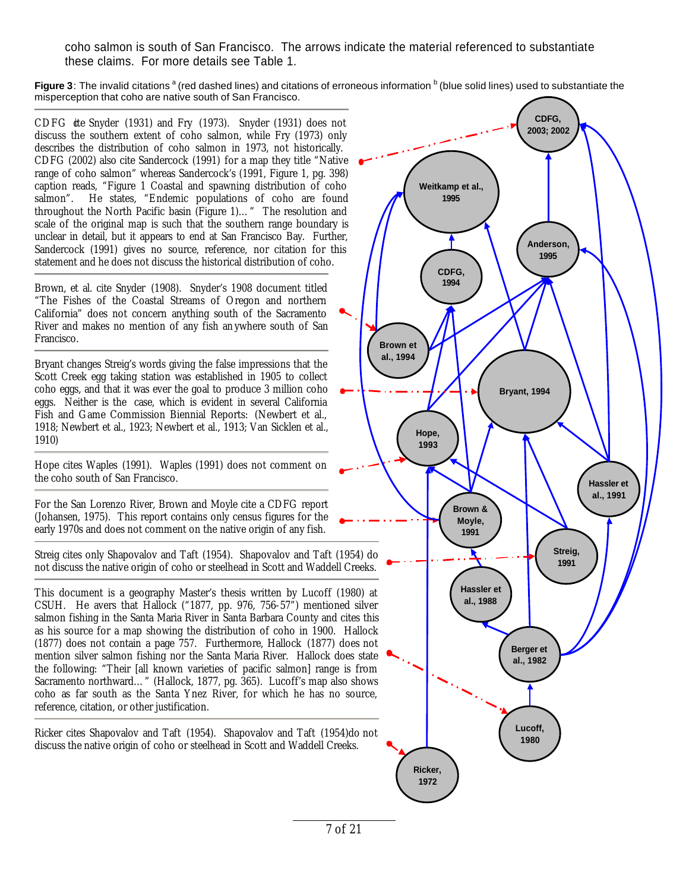coho salmon is south of San Francisco. The arrows indicate the material referenced to substantiate these claims. For more details see Table 1.

**Figure 3**: The invalid citations [a] (red dashed lines) and citations of erroneous information [b] (blue solid lines) used to substantiate the misperception that coho are native south of San Francisco.

CDFG cite Snyder (1931) and Fry (1973). Snyder (1931) does not discuss the southern extent of coho salmon, while Fry (1973) only describes the distribution of coho salmon in 1973, not historically. CDFG (2002) also cite Sandercock (1991) for a map they title "Native range of coho salmon" whereas Sandercock's (1991, Figure 1, pg. 398) caption reads, "Figure 1 Coastal and spawning distribution of coho salmon". He states, "Endemic populations of coho are found throughout the North Pacific basin (Figure 1)…" The resolution and scale of the original map is such that the southern range boundary is unclear in detail, but it appears to end at San Francisco Bay. Further, Sandercock (1991) gives no source, reference, nor citation for this statement and he does not discuss the historical distribution of coho.

Brown, et al. cite Snyder (1908). Snyder's 1908 document titled "The Fishes of the Coastal Streams of Oregon and northern California" does not concern anything south of the Sacramento River and makes no mention of any fish anywhere south of San Francisco.

Bryant changes Streig's words giving the false impressions that the Scott Creek egg taking station was established in 1905 to collect coho eggs, and that it was ever the goal to produce 3 million coho eggs. Neither is the case, which is evident in several California Fish and Game Commission Biennial Reports: (Newbert et al., 1918; Newbert et al., 1923; Newbert et al., 1913; Van Sicklen et al., 1910)

Hope cites Waples (1991). Waples (1991) does not comment on the coho south of San Francisco.

For the San Lorenzo River, Brown and Moyle cite a CDFG report (Johansen, 1975). This report contains only census figures for the early 1970s and does not comment on the native origin of any fish.

Streig cites only Shapovalov and Taft (1954). Shapovalov and Taft (1954) do not discuss the native origin of coho or steelhead in Scott and Waddell Creeks.

This document is a geography Master's thesis written by Lucoff (1980) at CSUH. He avers that Hallock ("1877, pp. 976, 756-57") mentioned silver salmon fishing in the Santa Maria River in Santa Barbara County and cites this as his source for a map showing the distribution of coho in 1900. Hallock (1877) does not contain a page 757. Furthermore, Hallock (1877) does not mention silver salmon fishing nor the Santa Maria River. Hallock does state the following: "Their [all known varieties of pacific salmon] range is from Sacramento northward…" (Hallock, 1877, pg. 365). Lucoff's map also shows coho as far south as the Santa Ynez River, for which he has no source, reference, citation, or other justification.

Ricker cites Shapovalov and Taft (1954). Shapovalov and Taft (1954) do not discuss the native origin of coho or steelhead in Scott and Waddell Creeks.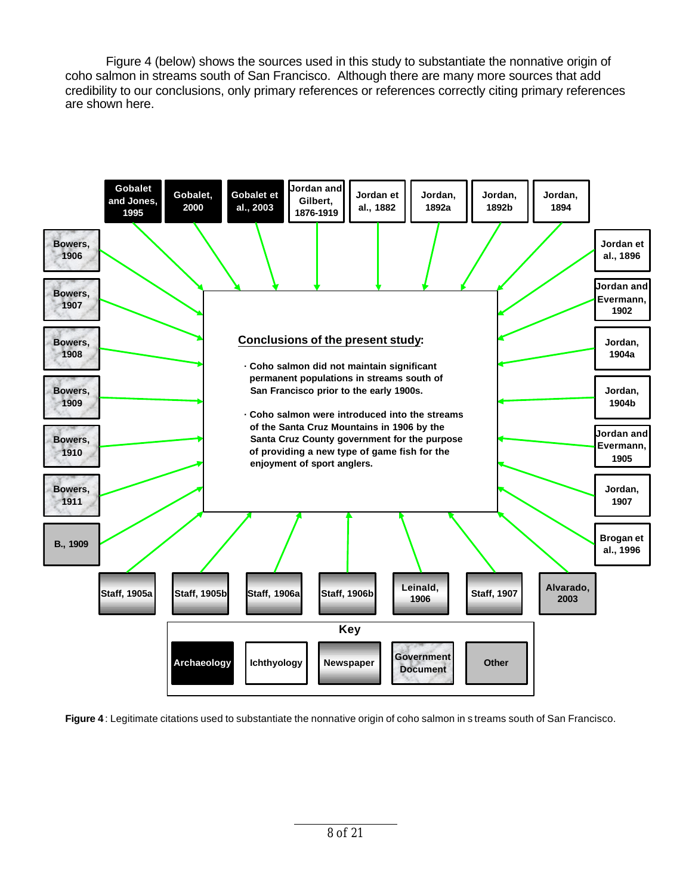Figure 4 (below) shows the sources used in this study to substantiate the nonnative origin of coho salmon in streams south of San Francisco. Although there are many more sources that add credibility to our conclusions, only primary references or references correctly citing primary references are shown here.

**Conclusions of the present study:**

- Coho salmon did not maintain significant permanent populations in streams south of San Francisco prior to the early 1900s.
- Coho salmon were introduced into the streams of the Santa Cruz Mountains in 1906 by the Santa Cruz County government for the purpose of providing a new type of game fish for the enjoyment of sport anglers.

| Category (Key) | Sources |
| --- | --- |
| Archaeology | Gobalet and Jones, 1995; Gobalet, 2000; Gobalet et al., 2003 |
| Ichthyology | Jordan and Gilbert, 1876-1919; Jordan et al., 1882; Jordan, 1892a; Jordan, 1892b; Jordan, 1894; Jordan et al., 1896; Jordan and Evermann, 1902; Jordan, 1904a; Jordan, 1904b; Jordan and Evermann, 1905; Jordan, 1907; Brogan et al., 1996 |
| Newspaper | Staff, 1905a; Staff, 1905b; Staff, 1906a; Staff, 1906b; Leinald, 1906; Staff, 1907 |
| Government Document | Bowers, 1906; Bowers, 1907; Bowers, 1908; Bowers, 1909; Bowers, 1910; Bowers, 1911 |
| Other | B., 1909; Alvarado, 2003 |

**Figure 4**: Legitimate citations used to substantiate the nonnative origin of coho salmon in streams south of San Francisco.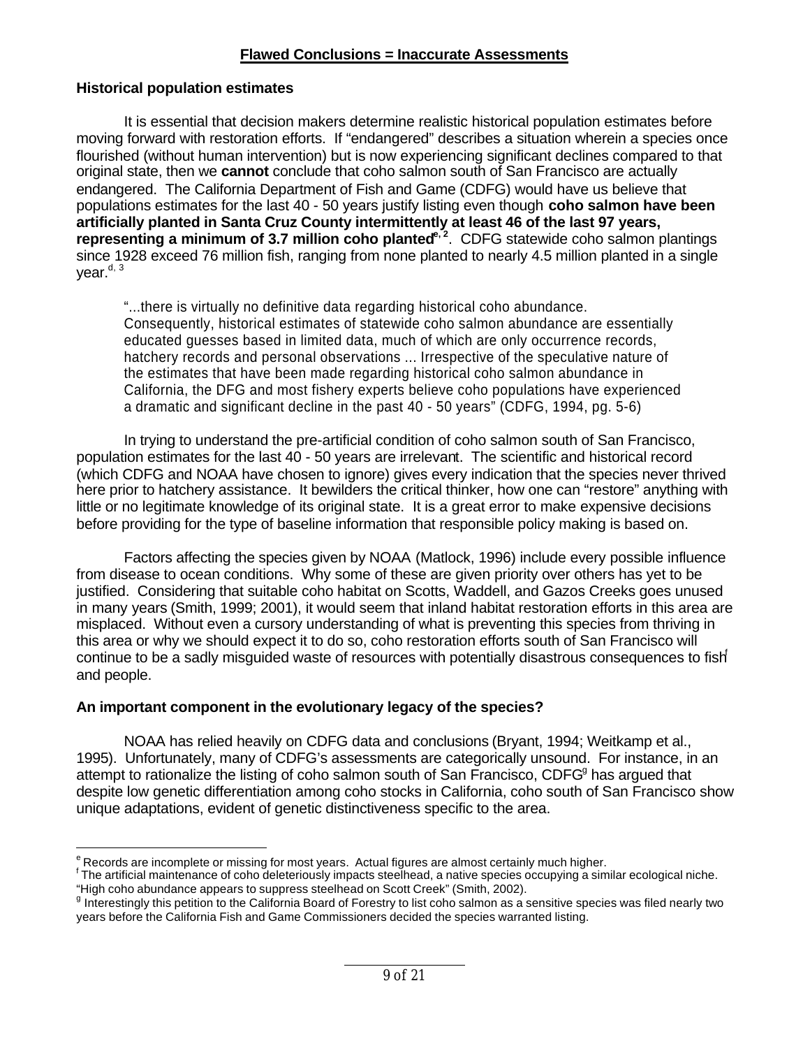## Flawed Conclusions = Inaccurate Assessments

### Historical population estimates

It is essential that decision makers determine realistic historical population estimates before moving forward with restoration efforts. If "endangered" describes a situation wherein a species once flourished (without human intervention) but is now experiencing significant declines compared to that original state, then we **cannot** conclude that coho salmon south of San Francisco are actually endangered. The California Department of Fish and Game (CDFG) would have us believe that populations estimates for the last 40 - 50 years justify listing even though **coho salmon have been artificially planted in Santa Cruz County intermittently at least 46 of the last 97 years, representing a minimum of 3.7 million coho planted**[e, 2]. CDFG statewide coho salmon plantings since 1928 exceed 76 million fish, ranging from none planted to nearly 4.5 million planted in a single year.[d, 3]

> "...there is virtually no definitive data regarding historical coho abundance. Consequently, historical estimates of statewide coho salmon abundance are essentially educated guesses based in limited data, much of which are only occurrence records, hatchery records and personal observations ... Irrespective of the speculative nature of the estimates that have been made regarding historical coho salmon abundance in California, the DFG and most fishery experts believe coho populations have experienced a dramatic and significant decline in the past 40 - 50 years" (CDFG, 1994, pg. 5-6)

In trying to understand the pre-artificial condition of coho salmon south of San Francisco, population estimates for the last 40 - 50 years are irrelevant. The scientific and historical record (which CDFG and NOAA have chosen to ignore) gives every indication that the species never thrived here prior to hatchery assistance. It bewilders the critical thinker, how one can "restore" anything with little or no legitimate knowledge of its original state. It is a great error to make expensive decisions before providing for the type of baseline information that responsible policy making is based on.

Factors affecting the species given by NOAA (Matlock, 1996) include every possible influence from disease to ocean conditions. Why some of these are given priority over others has yet to be justified. Considering that suitable coho habitat on Scotts, Waddell, and Gazos Creeks goes unused in many years (Smith, 1999; 2001), it would seem that inland habitat restoration efforts in this area are misplaced. Without even a cursory understanding of what is preventing this species from thriving in this area or why we should expect it to do so, coho restoration efforts south of San Francisco will continue to be a sadly misguided waste of resources with potentially disastrous consequences to fish[f] and people.

### An important component in the evolutionary legacy of the species?

NOAA has relied heavily on CDFG data and conclusions (Bryant, 1994; Weitkamp et al., 1995). Unfortunately, many of CDFG's assessments are categorically unsound. For instance, in an attempt to rationalize the listing of coho salmon south of San Francisco, CDFG[g] has argued that despite low genetic differentiation among coho stocks in California, coho south of San Francisco show unique adaptations, evident of genetic distinctiveness specific to the area.

---

[e] Records are incomplete or missing for most years. Actual figures are almost certainly much higher.

[f] The artificial maintenance of coho deleteriously impacts steelhead, a native species occupying a similar ecological niche. "High coho abundance appears to suppress steelhead on Scott Creek" (Smith, 2002).

[g] Interestingly this petition to the California Board of Forestry to list coho salmon as a sensitive species was filed nearly two years before the California Fish and Game Commissioners decided the species warranted listing.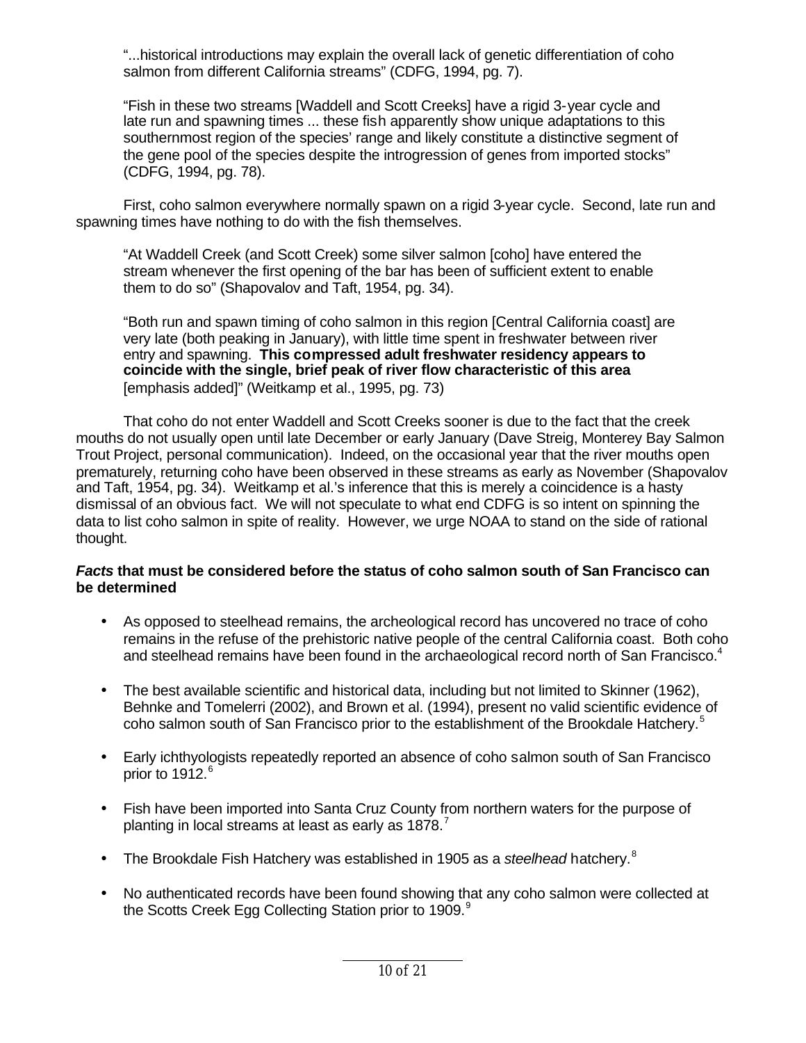> "...historical introductions may explain the overall lack of genetic differentiation of coho salmon from different California streams" (CDFG, 1994, pg. 7).

> "Fish in these two streams [Waddell and Scott Creeks] have a rigid 3-year cycle and late run and spawning times ... these fish apparently show unique adaptations to this southernmost region of the species' range and likely constitute a distinctive segment of the gene pool of the species despite the introgression of genes from imported stocks" (CDFG, 1994, pg. 78).

First, coho salmon everywhere normally spawn on a rigid 3-year cycle. Second, late run and spawning times have nothing to do with the fish themselves.

> "At Waddell Creek (and Scott Creek) some silver salmon [coho] have entered the stream whenever the first opening of the bar has been of sufficient extent to enable them to do so" (Shapovalov and Taft, 1954, pg. 34).

> "Both run and spawn timing of coho salmon in this region [Central California coast] are very late (both peaking in January), with little time spent in freshwater between river entry and spawning. **This compressed adult freshwater residency appears to coincide with the single, brief peak of river flow characteristic of this area** [emphasis added]" (Weitkamp et al., 1995, pg. 73)

That coho do not enter Waddell and Scott Creeks sooner is due to the fact that the creek mouths do not usually open until late December or early January (Dave Streig, Monterey Bay Salmon Trout Project, personal communication). Indeed, on the occasional year that the river mouths open prematurely, returning coho have been observed in these streams as early as November (Shapovalov and Taft, 1954, pg. 34). Weitkamp et al.'s inference that this is merely a coincidence is a hasty dismissal of an obvious fact. We will not speculate to what end CDFG is so intent on spinning the data to list coho salmon in spite of reality. However, we urge NOAA to stand on the side of rational thought.

### ***Facts*** **that must be considered before the status of coho salmon south of San Francisco can be determined**

- As opposed to steelhead remains, the archeological record has uncovered no trace of coho remains in the refuse of the prehistoric native people of the central California coast. Both coho and steelhead remains have been found in the archaeological record north of San Francisco.[4]
- The best available scientific and historical data, including but not limited to Skinner (1962), Behnke and Tomelerri (2002), and Brown et al. (1994), present no valid scientific evidence of coho salmon south of San Francisco prior to the establishment of the Brookdale Hatchery.[5]
- Early ichthyologists repeatedly reported an absence of coho salmon south of San Francisco prior to 1912.[6]
- Fish have been imported into Santa Cruz County from northern waters for the purpose of planting in local streams at least as early as 1878.[7]
- The Brookdale Fish Hatchery was established in 1905 as a *steelhead* hatchery.[8]
- No authenticated records have been found showing that any coho salmon were collected at the Scotts Creek Egg Collecting Station prior to 1909.[9]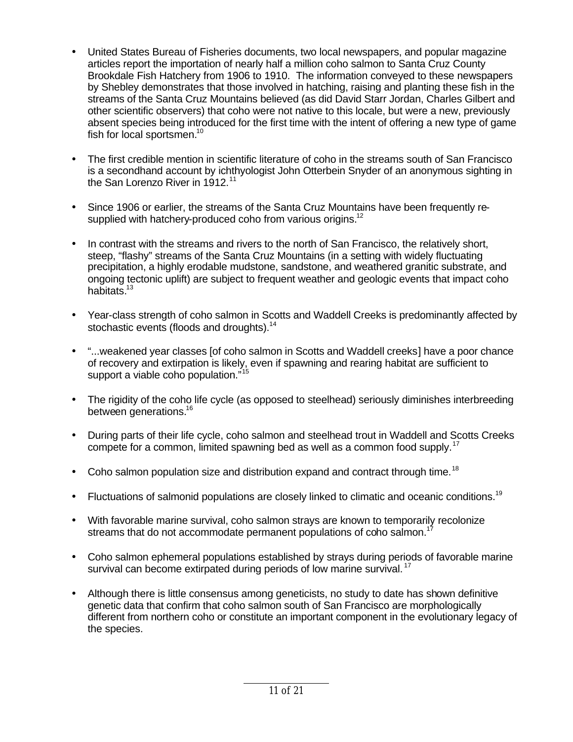- United States Bureau of Fisheries documents, two local newspapers, and popular magazine articles report the importation of nearly half a million coho salmon to Santa Cruz County Brookdale Fish Hatchery from 1906 to 1910. The information conveyed to these newspapers by Shebley demonstrates that those involved in hatching, raising and planting these fish in the streams of the Santa Cruz Mountains believed (as did David Starr Jordan, Charles Gilbert and other scientific observers) that coho were not native to this locale, but were a new, previously absent species being introduced for the first time with the intent of offering a new type of game fish for local sportsmen.[10]

- The first credible mention in scientific literature of coho in the streams south of San Francisco is a secondhand account by ichthyologist John Otterbein Snyder of an anonymous sighting in the San Lorenzo River in 1912.[11]

- Since 1906 or earlier, the streams of the Santa Cruz Mountains have been frequently re-supplied with hatchery-produced coho from various origins.[12]

- In contrast with the streams and rivers to the north of San Francisco, the relatively short, steep, "flashy" streams of the Santa Cruz Mountains (in a setting with widely fluctuating precipitation, a highly erodable mudstone, sandstone, and weathered granitic substrate, and ongoing tectonic uplift) are subject to frequent weather and geologic events that impact coho habitats.[13]

- Year-class strength of coho salmon in Scotts and Waddell Creeks is predominantly affected by stochastic events (floods and droughts).[14]

- "...weakened year classes [of coho salmon in Scotts and Waddell creeks] have a poor chance of recovery and extirpation is likely, even if spawning and rearing habitat are sufficient to support a viable coho population."[15]

- The rigidity of the coho life cycle (as opposed to steelhead) seriously diminishes interbreeding between generations.[16]

- During parts of their life cycle, coho salmon and steelhead trout in Waddell and Scotts Creeks compete for a common, limited spawning bed as well as a common food supply.[17]

- Coho salmon population size and distribution expand and contract through time.[18]

- Fluctuations of salmonid populations are closely linked to climatic and oceanic conditions.[19]

- With favorable marine survival, coho salmon strays are known to temporarily recolonize streams that do not accommodate permanent populations of coho salmon.[17]

- Coho salmon ephemeral populations established by strays during periods of favorable marine survival can become extirpated during periods of low marine survival.[17]

- Although there is little consensus among geneticists, no study to date has shown definitive genetic data that confirm that coho salmon south of San Francisco are morphologically different from northern coho or constitute an important component in the evolutionary legacy of the species.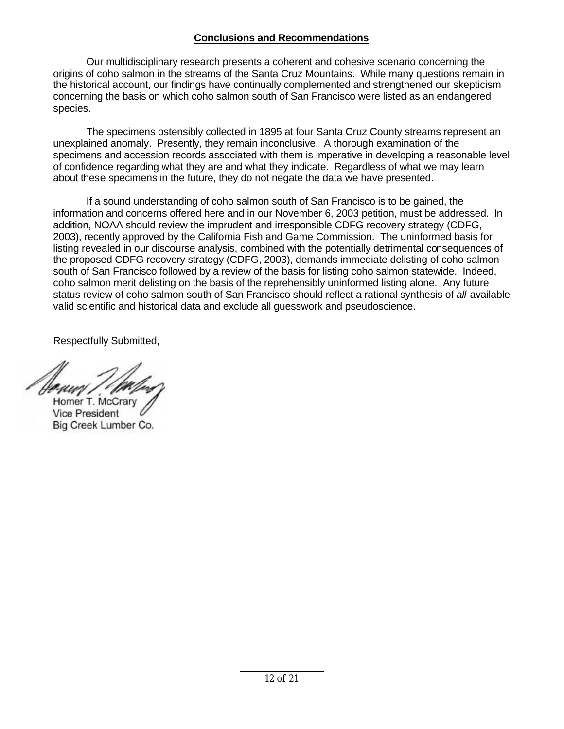## Conclusions and Recommendations

Our multidisciplinary research presents a coherent and cohesive scenario concerning the origins of coho salmon in the streams of the Santa Cruz Mountains. While many questions remain in the historical account, our findings have continually complemented and strengthened our skepticism concerning the basis on which coho salmon south of San Francisco were listed as an endangered species.

The specimens ostensibly collected in 1895 at four Santa Cruz County streams represent an unexplained anomaly. Presently, they remain inconclusive. A thorough examination of the specimens and accession records associated with them is imperative in developing a reasonable level of confidence regarding what they are and what they indicate. Regardless of what we may learn about these specimens in the future, they do not negate the data we have presented.

If a sound understanding of coho salmon south of San Francisco is to be gained, the information and concerns offered here and in our November 6, 2003 petition, must be addressed. In addition, NOAA should review the imprudent and irresponsible CDFG recovery strategy (CDFG, 2003), recently approved by the California Fish and Game Commission. The uninformed basis for listing revealed in our discourse analysis, combined with the potentially detrimental consequences of the proposed CDFG recovery strategy (CDFG, 2003), demands immediate delisting of coho salmon south of San Francisco followed by a review of the basis for listing coho salmon statewide. Indeed, coho salmon merit delisting on the basis of the reprehensibly uninformed listing alone. Any future status review of coho salmon south of San Francisco should reflect a rational synthesis of *all* available valid scientific and historical data and exclude all guesswork and pseudoscience.

Respectfully Submitted,

Homer T. McCrary
Vice President
Big Creek Lumber Co.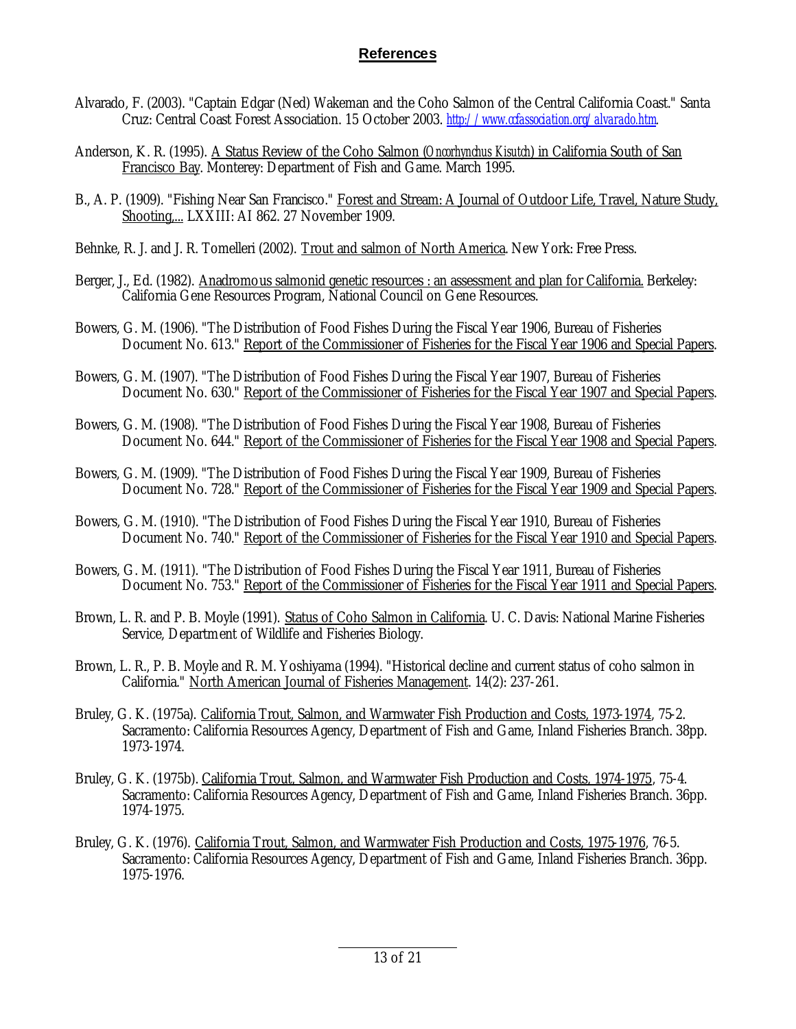## References

Alvarado, F. (2003). "Captain Edgar (Ned) Wakeman and the Coho Salmon of the Central California Coast." Santa Cruz: Central Coast Forest Association. 15 October 2003. *http://www.ccfassociation.org/alvarado.htm*.

Anderson, K. R. (1995). A Status Review of the Coho Salmon (*Oncorhynchus Kisutch*) in California South of San Francisco Bay. Monterey: Department of Fish and Game. March 1995.

B., A. P. (1909). "Fishing Near San Francisco." Forest and Stream: A Journal of Outdoor Life, Travel, Nature Study, Shooting,... LXXIII: AI 862. 27 November 1909.

Behnke, R. J. and J. R. Tomelleri (2002). Trout and salmon of North America. New York: Free Press.

Berger, J., Ed. (1982). Anadromous salmonid genetic resources : an assessment and plan for California. Berkeley: California Gene Resources Program, National Council on Gene Resources.

Bowers, G. M. (1906). "The Distribution of Food Fishes During the Fiscal Year 1906, Bureau of Fisheries Document No. 613." Report of the Commissioner of Fisheries for the Fiscal Year 1906 and Special Papers.

Bowers, G. M. (1907). "The Distribution of Food Fishes During the Fiscal Year 1907, Bureau of Fisheries Document No. 630." Report of the Commissioner of Fisheries for the Fiscal Year 1907 and Special Papers.

Bowers, G. M. (1908). "The Distribution of Food Fishes During the Fiscal Year 1908, Bureau of Fisheries Document No. 644." Report of the Commissioner of Fisheries for the Fiscal Year 1908 and Special Papers.

Bowers, G. M. (1909). "The Distribution of Food Fishes During the Fiscal Year 1909, Bureau of Fisheries Document No. 728." Report of the Commissioner of Fisheries for the Fiscal Year 1909 and Special Papers.

Bowers, G. M. (1910). "The Distribution of Food Fishes During the Fiscal Year 1910, Bureau of Fisheries Document No. 740." Report of the Commissioner of Fisheries for the Fiscal Year 1910 and Special Papers.

Bowers, G. M. (1911). "The Distribution of Food Fishes During the Fiscal Year 1911, Bureau of Fisheries Document No. 753." Report of the Commissioner of Fisheries for the Fiscal Year 1911 and Special Papers.

Brown, L. R. and P. B. Moyle (1991). Status of Coho Salmon in California. U. C. Davis: National Marine Fisheries Service, Department of Wildlife and Fisheries Biology.

Brown, L. R., P. B. Moyle and R. M. Yoshiyama (1994). "Historical decline and current status of coho salmon in California." North American Journal of Fisheries Management. 14(2): 237-261.

Bruley, G. K. (1975a). California Trout, Salmon, and Warmwater Fish Production and Costs, 1973-1974, 75-2. Sacramento: California Resources Agency, Department of Fish and Game, Inland Fisheries Branch. 38pp. 1973-1974.

Bruley, G. K. (1975b). California Trout, Salmon, and Warmwater Fish Production and Costs, 1974-1975, 75-4. Sacramento: California Resources Agency, Department of Fish and Game, Inland Fisheries Branch. 36pp. 1974-1975.

Bruley, G. K. (1976). California Trout, Salmon, and Warmwater Fish Production and Costs, 1975-1976, 76-5. Sacramento: California Resources Agency, Department of Fish and Game, Inland Fisheries Branch. 36pp. 1975-1976.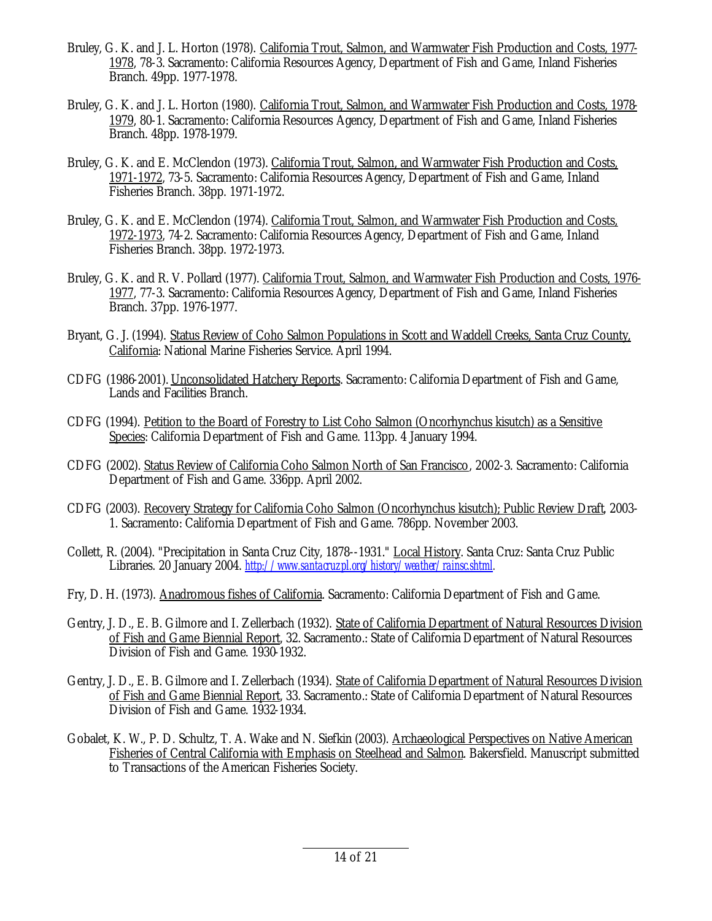Bruley, G. K. and J. L. Horton (1978). California Trout, Salmon, and Warmwater Fish Production and Costs, 1977-1978, 78-3. Sacramento: California Resources Agency, Department of Fish and Game, Inland Fisheries Branch. 49pp. 1977-1978.

Bruley, G. K. and J. L. Horton (1980). California Trout, Salmon, and Warmwater Fish Production and Costs, 1978-1979, 80-1. Sacramento: California Resources Agency, Department of Fish and Game, Inland Fisheries Branch. 48pp. 1978-1979.

Bruley, G. K. and E. McClendon (1973). California Trout, Salmon, and Warmwater Fish Production and Costs, 1971-1972, 73-5. Sacramento: California Resources Agency, Department of Fish and Game, Inland Fisheries Branch. 38pp. 1971-1972.

Bruley, G. K. and E. McClendon (1974). California Trout, Salmon, and Warmwater Fish Production and Costs, 1972-1973, 74-2. Sacramento: California Resources Agency, Department of Fish and Game, Inland Fisheries Branch. 38pp. 1972-1973.

Bruley, G. K. and R. V. Pollard (1977). California Trout, Salmon, and Warmwater Fish Production and Costs, 1976-1977, 77-3. Sacramento: California Resources Agency, Department of Fish and Game, Inland Fisheries Branch. 37pp. 1976-1977.

Bryant, G. J. (1994). Status Review of Coho Salmon Populations in Scott and Waddell Creeks, Santa Cruz County, California: National Marine Fisheries Service. April 1994.

CDFG (1986-2001). Unconsolidated Hatchery Reports. Sacramento: California Department of Fish and Game, Lands and Facilities Branch.

CDFG (1994). Petition to the Board of Forestry to List Coho Salmon (Oncorhynchus kisutch) as a Sensitive Species: California Department of Fish and Game. 113pp. 4 January 1994.

CDFG (2002). Status Review of California Coho Salmon North of San Francisco, 2002-3. Sacramento: California Department of Fish and Game. 336pp. April 2002.

CDFG (2003). Recovery Strategy for California Coho Salmon (Oncorhynchus kisutch); Public Review Draft, 2003-1. Sacramento: California Department of Fish and Game. 786pp. November 2003.

Collett, R. (2004). "Precipitation in Santa Cruz City, 1878--1931." Local History. Santa Cruz: Santa Cruz Public Libraries. 20 January 2004. *http://www.santacruzpl.org/history/weather/rainsc.shtml*.

Fry, D. H. (1973). Anadromous fishes of California. Sacramento: California Department of Fish and Game.

Gentry, J. D., E. B. Gilmore and I. Zellerbach (1932). State of California Department of Natural Resources Division of Fish and Game Biennial Report, 32. Sacramento.: State of California Department of Natural Resources Division of Fish and Game. 1930-1932.

Gentry, J. D., E. B. Gilmore and I. Zellerbach (1934). State of California Department of Natural Resources Division of Fish and Game Biennial Report, 33. Sacramento.: State of California Department of Natural Resources Division of Fish and Game. 1932-1934.

Gobalet, K. W., P. D. Schultz, T. A. Wake and N. Siefkin (2003). Archaeological Perspectives on Native American Fisheries of Central California with Emphasis on Steelhead and Salmon. Bakersfield. Manuscript submitted to Transactions of the American Fisheries Society.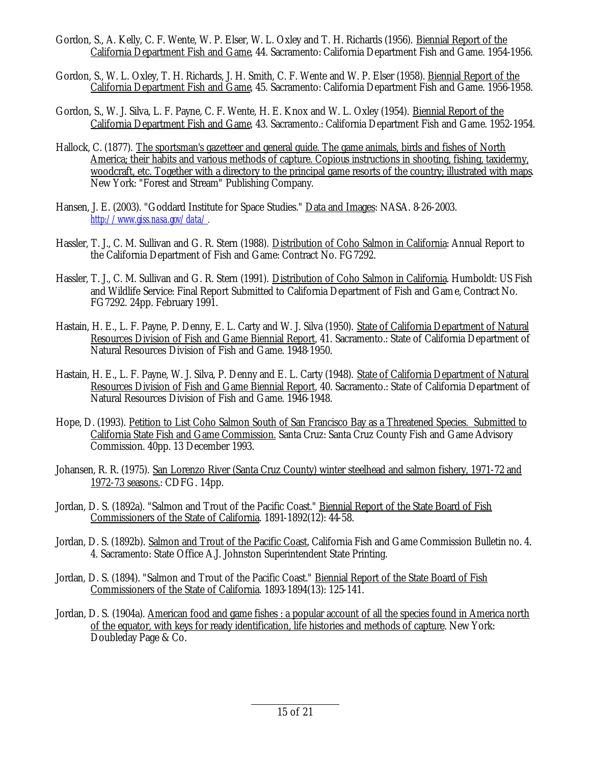Gordon, S., A. Kelly, C. F. Wente, W. P. Elser, W. L. Oxley and T. H. Richards (1956). Biennial Report of the California Department Fish and Game, 44. Sacramento: California Department Fish and Game. 1954-1956.

Gordon, S., W. L. Oxley, T. H. Richards, J. H. Smith, C. F. Wente and W. P. Elser (1958). Biennial Report of the California Department Fish and Game, 45. Sacramento: California Department Fish and Game. 1956-1958.

Gordon, S., W. J. Silva, L. F. Payne, C. F. Wente, H. E. Knox and W. L. Oxley (1954). Biennial Report of the California Department Fish and Game, 43. Sacramento.: California Department Fish and Game. 1952-1954.

Hallock, C. (1877). The sportsman's gazetteer and general guide. The game animals, birds and fishes of North America; their habits and various methods of capture. Copious instructions in shooting, fishing, taxidermy, woodcraft, etc. Together with a directory to the principal game resorts of the country; illustrated with maps. New York: "Forest and Stream" Publishing Company.

Hansen, J. E. (2003). "Goddard Institute for Space Studies." Data and Images: NASA. 8-26-2003. *http://www.giss.nasa.gov/data/*.

Hassler, T. J., C. M. Sullivan and G. R. Stern (1988). Distribution of Coho Salmon in California: Annual Report to the California Department of Fish and Game: Contract No. FG7292.

Hassler, T. J., C. M. Sullivan and G. R. Stern (1991). Distribution of Coho Salmon in California. Humboldt: US Fish and Wildlife Service: Final Report Submitted to California Department of Fish and Game, Contract No. FG7292. 24pp. February 1991.

Hastain, H. E., L. F. Payne, P. Denny, E. L. Carty and W. J. Silva (1950). State of California Department of Natural Resources Division of Fish and Game Biennial Report, 41. Sacramento.: State of California Department of Natural Resources Division of Fish and Game. 1948-1950.

Hastain, H. E., L. F. Payne, W. J. Silva, P. Denny and E. L. Carty (1948). State of California Department of Natural Resources Division of Fish and Game Biennial Report, 40. Sacramento.: State of California Department of Natural Resources Division of Fish and Game. 1946-1948.

Hope, D. (1993). Petition to List Coho Salmon South of San Francisco Bay as a Threatened Species. Submitted to California State Fish and Game Commission. Santa Cruz: Santa Cruz County Fish and Game Advisory Commission. 40pp. 13 December 1993.

Johansen, R. R. (1975). San Lorenzo River (Santa Cruz County) winter steelhead and salmon fishery, 1971-72 and 1972-73 seasons.: CDFG. 14pp.

Jordan, D. S. (1892a). "Salmon and Trout of the Pacific Coast." Biennial Report of the State Board of Fish Commissioners of the State of California. 1891-1892(12): 44-58.

Jordan, D. S. (1892b). Salmon and Trout of the Pacific Coast, California Fish and Game Commission Bulletin no. 4. 4. Sacramento: State Office A.J. Johnston Superintendent State Printing.

Jordan, D. S. (1894). "Salmon and Trout of the Pacific Coast." Biennial Report of the State Board of Fish Commissioners of the State of California. 1893-1894(13): 125-141.

Jordan, D. S. (1904a). American food and game fishes : a popular account of all the species found in America north of the equator, with keys for ready identification, life histories and methods of capture. New York: Doubleday Page & Co.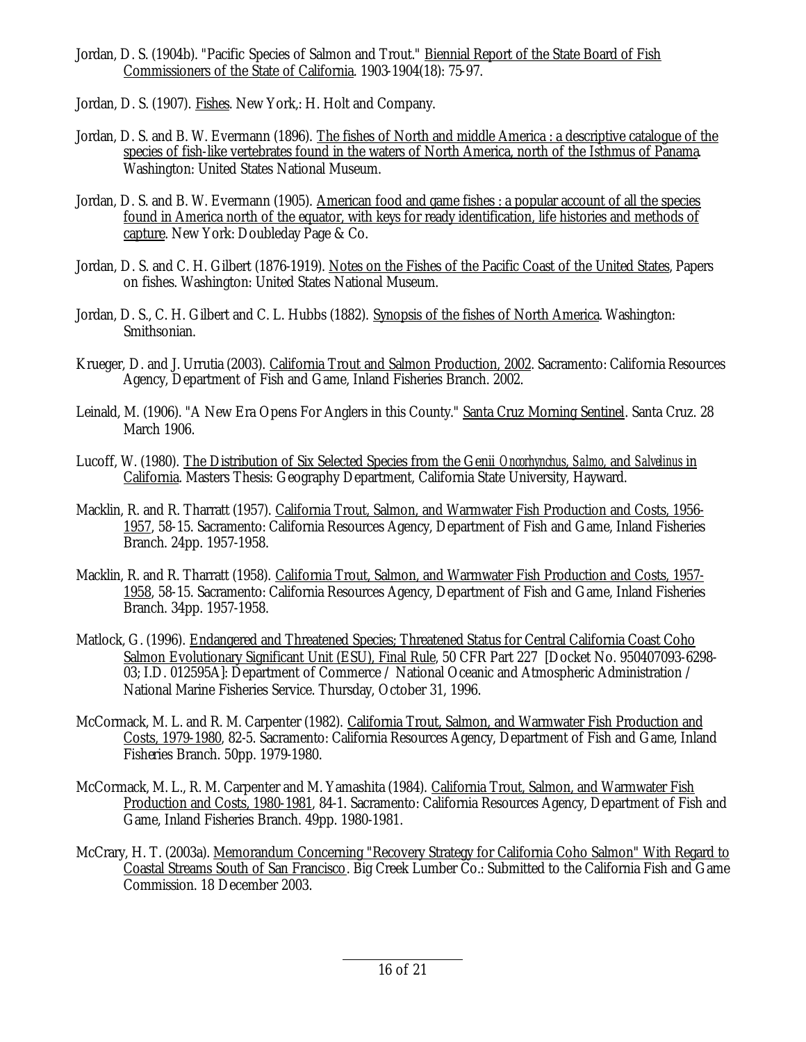Jordan, D. S. (1904b). "Pacific Species of Salmon and Trout." Biennial Report of the State Board of Fish Commissioners of the State of California. 1903-1904(18): 75-97.

Jordan, D. S. (1907). Fishes. New York,: H. Holt and Company.

Jordan, D. S. and B. W. Evermann (1896). The fishes of North and middle America : a descriptive catalogue of the species of fish-like vertebrates found in the waters of North America, north of the Isthmus of Panama. Washington: United States National Museum.

Jordan, D. S. and B. W. Evermann (1905). American food and game fishes : a popular account of all the species found in America north of the equator, with keys for ready identification, life histories and methods of capture. New York: Doubleday Page & Co.

Jordan, D. S. and C. H. Gilbert (1876-1919). Notes on the Fishes of the Pacific Coast of the United States, Papers on fishes. Washington: United States National Museum.

Jordan, D. S., C. H. Gilbert and C. L. Hubbs (1882). Synopsis of the fishes of North America. Washington: Smithsonian.

Krueger, D. and J. Urrutia (2003). California Trout and Salmon Production, 2002. Sacramento: California Resources Agency, Department of Fish and Game, Inland Fisheries Branch. 2002.

Leinald, M. (1906). "A New Era Opens For Anglers in this County." Santa Cruz Morning Sentinel. Santa Cruz. 28 March 1906.

Lucoff, W. (1980). The Distribution of Six Selected Species from the Genii *Oncorhynchus*, *Salmo*, and *Salvelinus* in California. Masters Thesis: Geography Department, California State University, Hayward.

Macklin, R. and R. Tharratt (1957). California Trout, Salmon, and Warmwater Fish Production and Costs, 1956-1957, 58-15. Sacramento: California Resources Agency, Department of Fish and Game, Inland Fisheries Branch. 24pp. 1957-1958.

Macklin, R. and R. Tharratt (1958). California Trout, Salmon, and Warmwater Fish Production and Costs, 1957-1958, 58-15. Sacramento: California Resources Agency, Department of Fish and Game, Inland Fisheries Branch. 34pp. 1957-1958.

Matlock, G. (1996). Endangered and Threatened Species; Threatened Status for Central California Coast Coho Salmon Evolutionary Significant Unit (ESU), Final Rule, 50 CFR Part 227 [Docket No. 950407093-6298-03; I.D. 012595A]: Department of Commerce / National Oceanic and Atmospheric Administration / National Marine Fisheries Service. Thursday, October 31, 1996.

McCormack, M. L. and R. M. Carpenter (1982). California Trout, Salmon, and Warmwater Fish Production and Costs, 1979-1980, 82-5. Sacramento: California Resources Agency, Department of Fish and Game, Inland Fisheries Branch. 50pp. 1979-1980.

McCormack, M. L., R. M. Carpenter and M. Yamashita (1984). California Trout, Salmon, and Warmwater Fish Production and Costs, 1980-1981, 84-1. Sacramento: California Resources Agency, Department of Fish and Game, Inland Fisheries Branch. 49pp. 1980-1981.

McCrary, H. T. (2003a). Memorandum Concerning "Recovery Strategy for California Coho Salmon" With Regard to Coastal Streams South of San Francisco. Big Creek Lumber Co.: Submitted to the California Fish and Game Commission. 18 December 2003.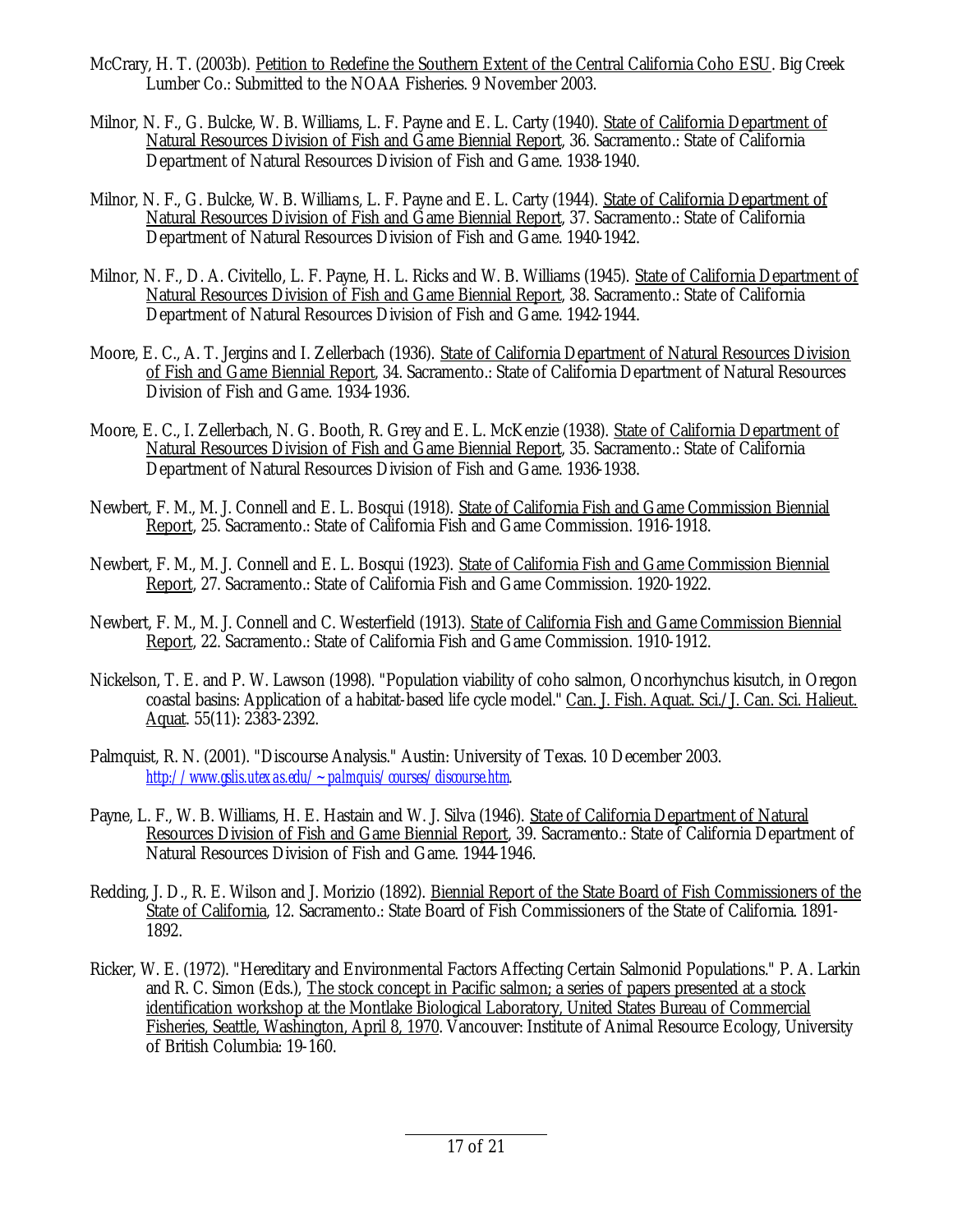McCrary, H. T. (2003b). Petition to Redefine the Southern Extent of the Central California Coho ESU. Big Creek Lumber Co.: Submitted to the NOAA Fisheries. 9 November 2003.

Milnor, N. F., G. Bulcke, W. B. Williams, L. F. Payne and E. L. Carty (1940). State of California Department of Natural Resources Division of Fish and Game Biennial Report, 36. Sacramento.: State of California Department of Natural Resources Division of Fish and Game. 1938-1940.

Milnor, N. F., G. Bulcke, W. B. Williams, L. F. Payne and E. L. Carty (1944). State of California Department of Natural Resources Division of Fish and Game Biennial Report, 37. Sacramento.: State of California Department of Natural Resources Division of Fish and Game. 1940-1942.

Milnor, N. F., D. A. Civitello, L. F. Payne, H. L. Ricks and W. B. Williams (1945). State of California Department of Natural Resources Division of Fish and Game Biennial Report, 38. Sacramento.: State of California Department of Natural Resources Division of Fish and Game. 1942-1944.

Moore, E. C., A. T. Jergins and I. Zellerbach (1936). State of California Department of Natural Resources Division of Fish and Game Biennial Report, 34. Sacramento.: State of California Department of Natural Resources Division of Fish and Game. 1934-1936.

Moore, E. C., I. Zellerbach, N. G. Booth, R. Grey and E. L. McKenzie (1938). State of California Department of Natural Resources Division of Fish and Game Biennial Report, 35. Sacramento.: State of California Department of Natural Resources Division of Fish and Game. 1936-1938.

Newbert, F. M., M. J. Connell and E. L. Bosqui (1918). State of California Fish and Game Commission Biennial Report, 25. Sacramento.: State of California Fish and Game Commission. 1916-1918.

Newbert, F. M., M. J. Connell and E. L. Bosqui (1923). State of California Fish and Game Commission Biennial Report, 27. Sacramento.: State of California Fish and Game Commission. 1920-1922.

Newbert, F. M., M. J. Connell and C. Westerfield (1913). State of California Fish and Game Commission Biennial Report, 22. Sacramento.: State of California Fish and Game Commission. 1910-1912.

Nickelson, T. E. and P. W. Lawson (1998). "Population viability of coho salmon, Oncorhynchus kisutch, in Oregon coastal basins: Application of a habitat-based life cycle model." Can. J. Fish. Aquat. Sci./J. Can. Sci. Halieut. Aquat. 55(11): 2383-2392.

Palmquist, R. N. (2001). "Discourse Analysis." Austin: University of Texas. 10 December 2003. *http://www.gslis.utexas.edu/~palmquis/courses/discourse.htm*.

Payne, L. F., W. B. Williams, H. E. Hastain and W. J. Silva (1946). State of California Department of Natural Resources Division of Fish and Game Biennial Report, 39. Sacramento.: State of California Department of Natural Resources Division of Fish and Game. 1944-1946.

Redding, J. D., R. E. Wilson and J. Morizio (1892). Biennial Report of the State Board of Fish Commissioners of the State of California, 12. Sacramento.: State Board of Fish Commissioners of the State of California. 1891-1892.

Ricker, W. E. (1972). "Hereditary and Environmental Factors Affecting Certain Salmonid Populations." P. A. Larkin and R. C. Simon (Eds.), The stock concept in Pacific salmon; a series of papers presented at a stock identification workshop at the Montlake Biological Laboratory, United States Bureau of Commercial Fisheries, Seattle, Washington, April 8, 1970. Vancouver: Institute of Animal Resource Ecology, University of British Columbia: 19-160.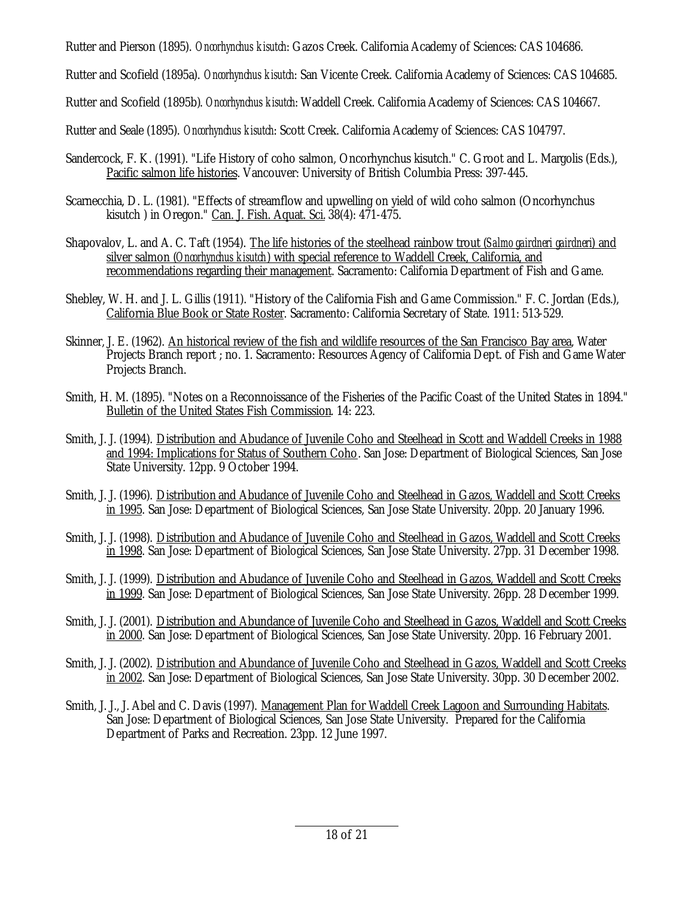Rutter and Pierson (1895). *Oncorhynchus kisutch*: Gazos Creek. California Academy of Sciences: CAS 104686.

Rutter and Scofield (1895a). *Oncorhynchus kisutch*: San Vicente Creek. California Academy of Sciences: CAS 104685.

Rutter and Scofield (1895b). *Oncorhynchus kisutch*: Waddell Creek. California Academy of Sciences: CAS 104667.

Rutter and Seale (1895). *Oncorhynchus kisutch*: Scott Creek. California Academy of Sciences: CAS 104797.

Sandercock, F. K. (1991). "Life History of coho salmon, Oncorhynchus kisutch." C. Groot and L. Margolis (Eds.), Pacific salmon life histories. Vancouver: University of British Columbia Press: 397-445.

Scarnecchia, D. L. (1981). "Effects of streamflow and upwelling on yield of wild coho salmon (Oncorhynchus kisutch ) in Oregon." Can. J. Fish. Aquat. Sci. 38(4): 471-475.

Shapovalov, L. and A. C. Taft (1954). The life histories of the steelhead rainbow trout (*Salmo gairdneri gairdneri*) and silver salmon (*Oncorhynchus kisutch*) with special reference to Waddell Creek, California, and recommendations regarding their management. Sacramento: California Department of Fish and Game.

Shebley, W. H. and J. L. Gillis (1911). "History of the California Fish and Game Commission." F. C. Jordan (Eds.), California Blue Book or State Roster. Sacramento: California Secretary of State. 1911: 513-529.

Skinner, J. E. (1962). An historical review of the fish and wildlife resources of the San Francisco Bay area, Water Projects Branch report ; no. 1. Sacramento: Resources Agency of California Dept. of Fish and Game Water Projects Branch.

Smith, H. M. (1895). "Notes on a Reconnoissance of the Fisheries of the Pacific Coast of the United States in 1894." Bulletin of the United States Fish Commission. 14: 223.

Smith, J. J. (1994). Distribution and Abudance of Juvenile Coho and Steelhead in Scott and Waddell Creeks in 1988 and 1994: Implications for Status of Southern Coho. San Jose: Department of Biological Sciences, San Jose State University. 12pp. 9 October 1994.

Smith, J. J. (1996). Distribution and Abudance of Juvenile Coho and Steelhead in Gazos, Waddell and Scott Creeks in 1995. San Jose: Department of Biological Sciences, San Jose State University. 20pp. 20 January 1996.

Smith, J. J. (1998). Distribution and Abudance of Juvenile Coho and Steelhead in Gazos, Waddell and Scott Creeks in 1998. San Jose: Department of Biological Sciences, San Jose State University. 27pp. 31 December 1998.

Smith, J. J. (1999). Distribution and Abudance of Juvenile Coho and Steelhead in Gazos, Waddell and Scott Creeks in 1999. San Jose: Department of Biological Sciences, San Jose State University. 26pp. 28 December 1999.

Smith, J. J. (2001). Distribution and Abundance of Juvenile Coho and Steelhead in Gazos, Waddell and Scott Creeks in 2000. San Jose: Department of Biological Sciences, San Jose State University. 20pp. 16 February 2001.

Smith, J. J. (2002). Distribution and Abundance of Juvenile Coho and Steelhead in Gazos, Waddell and Scott Creeks in 2002. San Jose: Department of Biological Sciences, San Jose State University. 30pp. 30 December 2002.

Smith, J. J., J. Abel and C. Davis (1997). Management Plan for Waddell Creek Lagoon and Surrounding Habitats. San Jose: Department of Biological Sciences, San Jose State University. Prepared for the California Department of Parks and Recreation. 23pp. 12 June 1997.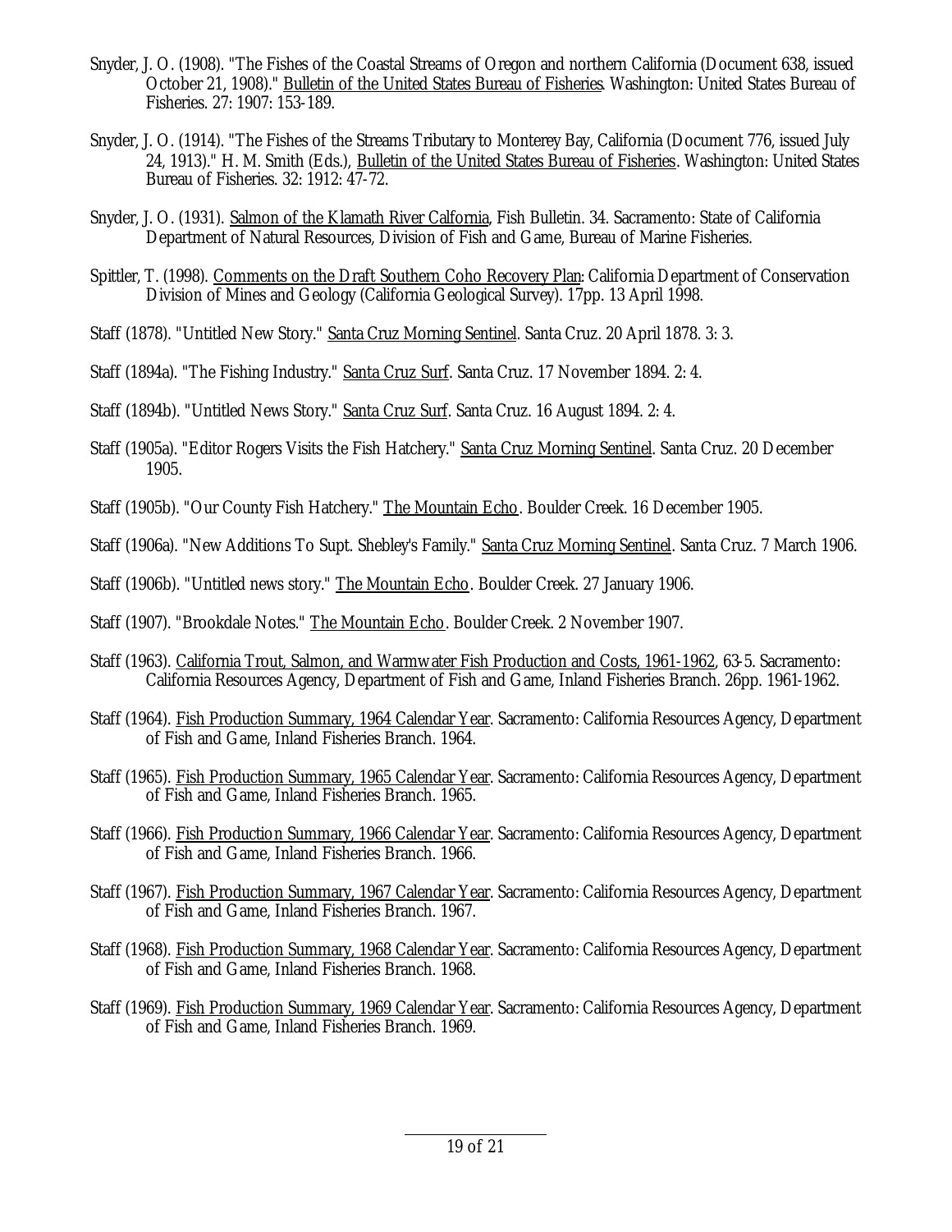Snyder, J. O. (1908). "The Fishes of the Coastal Streams of Oregon and northern California (Document 638, issued October 21, 1908)." Bulletin of the United States Bureau of Fisheries. Washington: United States Bureau of Fisheries. 27: 1907: 153-189.

Snyder, J. O. (1914). "The Fishes of the Streams Tributary to Monterey Bay, California (Document 776, issued July 24, 1913)." H. M. Smith (Eds.), Bulletin of the United States Bureau of Fisheries. Washington: United States Bureau of Fisheries. 32: 1912: 47-72.

Snyder, J. O. (1931). Salmon of the Klamath River Calfornia, Fish Bulletin. 34. Sacramento: State of California Department of Natural Resources, Division of Fish and Game, Bureau of Marine Fisheries.

Spittler, T. (1998). Comments on the Draft Southern Coho Recovery Plan: California Department of Conservation Division of Mines and Geology (California Geological Survey). 17pp. 13 April 1998.

Staff (1878). "Untitled New Story." Santa Cruz Morning Sentinel. Santa Cruz. 20 April 1878. 3: 3.

Staff (1894a). "The Fishing Industry." Santa Cruz Surf. Santa Cruz. 17 November 1894. 2: 4.

Staff (1894b). "Untitled News Story." Santa Cruz Surf. Santa Cruz. 16 August 1894. 2: 4.

Staff (1905a). "Editor Rogers Visits the Fish Hatchery." Santa Cruz Morning Sentinel. Santa Cruz. 20 December 1905.

Staff (1905b). "Our County Fish Hatchery." The Mountain Echo. Boulder Creek. 16 December 1905.

Staff (1906a). "New Additions To Supt. Shebley's Family." Santa Cruz Morning Sentinel. Santa Cruz. 7 March 1906.

Staff (1906b). "Untitled news story." The Mountain Echo. Boulder Creek. 27 January 1906.

Staff (1907). "Brookdale Notes." The Mountain Echo. Boulder Creek. 2 November 1907.

Staff (1963). California Trout, Salmon, and Warmwater Fish Production and Costs, 1961-1962, 63-5. Sacramento: California Resources Agency, Department of Fish and Game, Inland Fisheries Branch. 26pp. 1961-1962.

Staff (1964). Fish Production Summary, 1964 Calendar Year. Sacramento: California Resources Agency, Department of Fish and Game, Inland Fisheries Branch. 1964.

Staff (1965). Fish Production Summary, 1965 Calendar Year. Sacramento: California Resources Agency, Department of Fish and Game, Inland Fisheries Branch. 1965.

Staff (1966). Fish Production Summary, 1966 Calendar Year. Sacramento: California Resources Agency, Department of Fish and Game, Inland Fisheries Branch. 1966.

Staff (1967). Fish Production Summary, 1967 Calendar Year. Sacramento: California Resources Agency, Department of Fish and Game, Inland Fisheries Branch. 1967.

Staff (1968). Fish Production Summary, 1968 Calendar Year. Sacramento: California Resources Agency, Department of Fish and Game, Inland Fisheries Branch. 1968.

Staff (1969). Fish Production Summary, 1969 Calendar Year. Sacramento: California Resources Agency, Department of Fish and Game, Inland Fisheries Branch. 1969.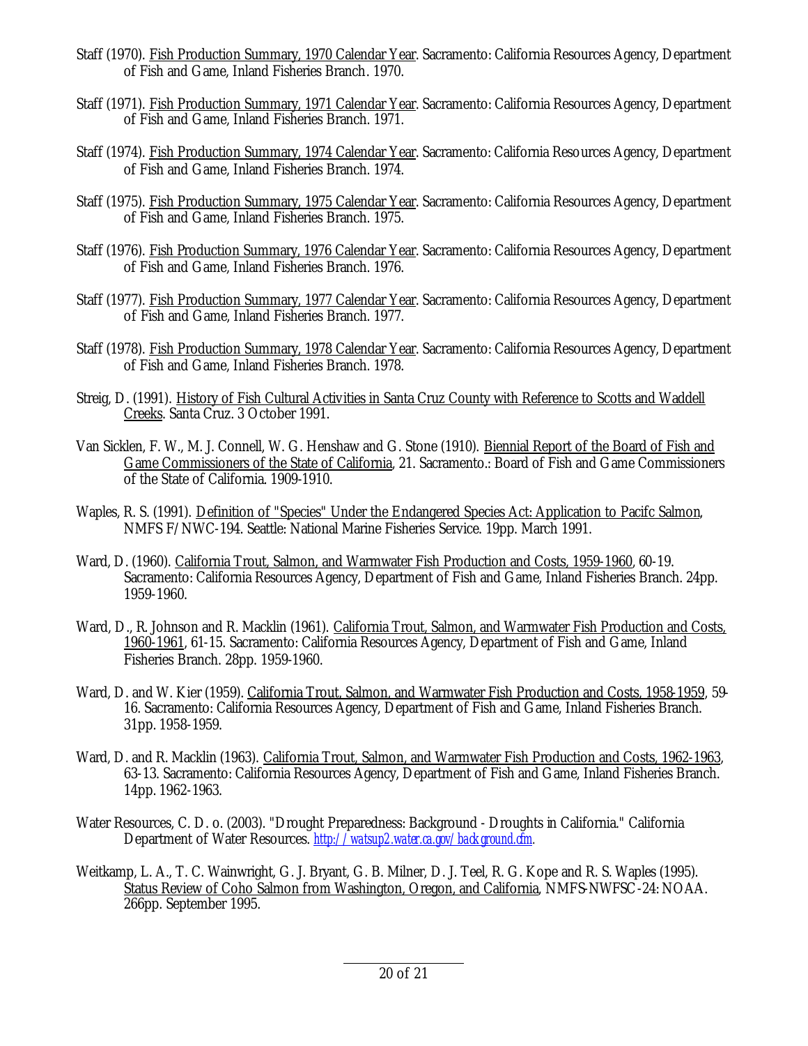Staff (1970). Fish Production Summary, 1970 Calendar Year. Sacramento: California Resources Agency, Department of Fish and Game, Inland Fisheries Branch. 1970.

Staff (1971). Fish Production Summary, 1971 Calendar Year. Sacramento: California Resources Agency, Department of Fish and Game, Inland Fisheries Branch. 1971.

Staff (1974). Fish Production Summary, 1974 Calendar Year. Sacramento: California Resources Agency, Department of Fish and Game, Inland Fisheries Branch. 1974.

Staff (1975). Fish Production Summary, 1975 Calendar Year. Sacramento: California Resources Agency, Department of Fish and Game, Inland Fisheries Branch. 1975.

Staff (1976). Fish Production Summary, 1976 Calendar Year. Sacramento: California Resources Agency, Department of Fish and Game, Inland Fisheries Branch. 1976.

Staff (1977). Fish Production Summary, 1977 Calendar Year. Sacramento: California Resources Agency, Department of Fish and Game, Inland Fisheries Branch. 1977.

Staff (1978). Fish Production Summary, 1978 Calendar Year. Sacramento: California Resources Agency, Department of Fish and Game, Inland Fisheries Branch. 1978.

Streig, D. (1991). History of Fish Cultural Activities in Santa Cruz County with Reference to Scotts and Waddell Creeks. Santa Cruz. 3 October 1991.

Van Sicklen, F. W., M. J. Connell, W. G. Henshaw and G. Stone (1910). Biennial Report of the Board of Fish and Game Commissioners of the State of California, 21. Sacramento.: Board of Fish and Game Commissioners of the State of California. 1909-1910.

Waples, R. S. (1991). Definition of "Species" Under the Endangered Species Act: Application to Pacifc Salmon, NMFS F/NWC-194. Seattle: National Marine Fisheries Service. 19pp. March 1991.

Ward, D. (1960). California Trout, Salmon, and Warmwater Fish Production and Costs, 1959-1960, 60-19. Sacramento: California Resources Agency, Department of Fish and Game, Inland Fisheries Branch. 24pp. 1959-1960.

Ward, D., R. Johnson and R. Macklin (1961). California Trout, Salmon, and Warmwater Fish Production and Costs, 1960-1961, 61-15. Sacramento: California Resources Agency, Department of Fish and Game, Inland Fisheries Branch. 28pp. 1959-1960.

Ward, D. and W. Kier (1959). California Trout, Salmon, and Warmwater Fish Production and Costs, 1958-1959, 59-16. Sacramento: California Resources Agency, Department of Fish and Game, Inland Fisheries Branch. 31pp. 1958-1959.

Ward, D. and R. Macklin (1963). California Trout, Salmon, and Warmwater Fish Production and Costs, 1962-1963, 63-13. Sacramento: California Resources Agency, Department of Fish and Game, Inland Fisheries Branch. 14pp. 1962-1963.

Water Resources, C. D. o. (2003). "Drought Preparedness: Background - Droughts in California." California Department of Water Resources. *http://watsup2.water.ca.gov/background.cfm*.

Weitkamp, L. A., T. C. Wainwright, G. J. Bryant, G. B. Milner, D. J. Teel, R. G. Kope and R. S. Waples (1995). Status Review of Coho Salmon from Washington, Oregon, and California, NMFS-NWFSC-24: NOAA. 266pp. September 1995.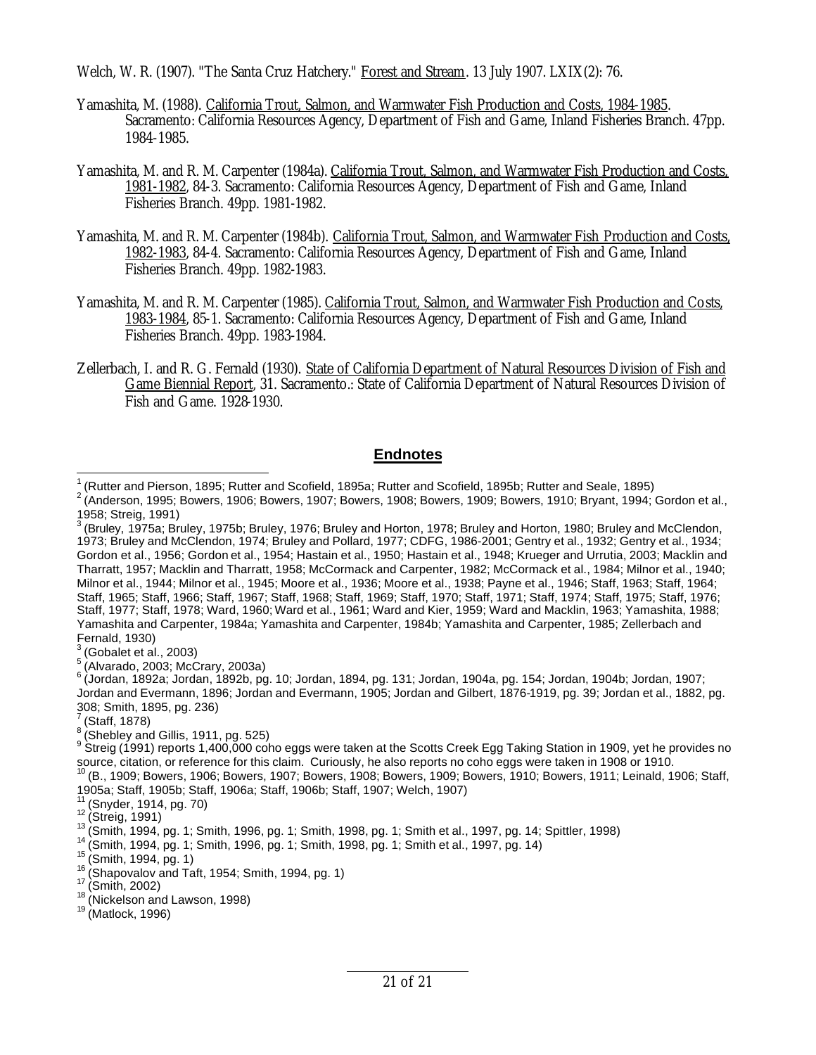Welch, W. R. (1907). "The Santa Cruz Hatchery." Forest and Stream. 13 July 1907. LXIX(2): 76.

Yamashita, M. (1988). California Trout, Salmon, and Warmwater Fish Production and Costs, 1984-1985. Sacramento: California Resources Agency, Department of Fish and Game, Inland Fisheries Branch. 47pp. 1984-1985.

Yamashita, M. and R. M. Carpenter (1984a). California Trout, Salmon, and Warmwater Fish Production and Costs, 1981-1982, 84-3. Sacramento: California Resources Agency, Department of Fish and Game, Inland Fisheries Branch. 49pp. 1981-1982.

Yamashita, M. and R. M. Carpenter (1984b). California Trout, Salmon, and Warmwater Fish Production and Costs, 1982-1983, 84-4. Sacramento: California Resources Agency, Department of Fish and Game, Inland Fisheries Branch. 49pp. 1982-1983.

Yamashita, M. and R. M. Carpenter (1985). California Trout, Salmon, and Warmwater Fish Production and Costs, 1983-1984, 85-1. Sacramento: California Resources Agency, Department of Fish and Game, Inland Fisheries Branch. 49pp. 1983-1984.

Zellerbach, I. and R. G. Fernald (1930). State of California Department of Natural Resources Division of Fish and Game Biennial Report, 31. Sacramento.: State of California Department of Natural Resources Division of Fish and Game. 1928-1930.

## Endnotes

[1] (Rutter and Pierson, 1895; Rutter and Scofield, 1895a; Rutter and Scofield, 1895b; Rutter and Seale, 1895)

[2] (Anderson, 1995; Bowers, 1906; Bowers, 1907; Bowers, 1908; Bowers, 1909; Bowers, 1910; Bryant, 1994; Gordon et al., 1958; Streig, 1991)

[3] (Bruley, 1975a; Bruley, 1975b; Bruley, 1976; Bruley and Horton, 1978; Bruley and Horton, 1980; Bruley and McClendon, 1973; Bruley and McClendon, 1974; Bruley and Pollard, 1977; CDFG, 1986-2001; Gentry et al., 1932; Gentry et al., 1934; Gordon et al., 1956; Gordon et al., 1954; Hastain et al., 1950; Hastain et al., 1948; Krueger and Urrutia, 2003; Macklin and Tharratt, 1957; Macklin and Tharratt, 1958; McCormack and Carpenter, 1982; McCormack et al., 1984; Milnor et al., 1940; Milnor et al., 1944; Milnor et al., 1945; Moore et al., 1936; Moore et al., 1938; Payne et al., 1946; Staff, 1963; Staff, 1964; Staff, 1965; Staff, 1966; Staff, 1967; Staff, 1968; Staff, 1969; Staff, 1970; Staff, 1971; Staff, 1974; Staff, 1975; Staff, 1976; Staff, 1977; Staff, 1978; Ward, 1960; Ward et al., 1961; Ward and Kier, 1959; Ward and Macklin, 1963; Yamashita, 1988; Yamashita and Carpenter, 1984a; Yamashita and Carpenter, 1984b; Yamashita and Carpenter, 1985; Zellerbach and Fernald, 1930)

[3] (Gobalet et al., 2003)

[5] (Alvarado, 2003; McCrary, 2003a)

[6] (Jordan, 1892a; Jordan, 1892b, pg. 10; Jordan, 1894, pg. 131; Jordan, 1904a, pg. 154; Jordan, 1904b; Jordan, 1907; Jordan and Evermann, 1896; Jordan and Evermann, 1905; Jordan and Gilbert, 1876-1919, pg. 39; Jordan et al., 1882, pg. 308; Smith, 1895, pg. 236)

[7] (Staff, 1878)

[8] (Shebley and Gillis, 1911, pg. 525)

[9] Streig (1991) reports 1,400,000 coho eggs were taken at the Scotts Creek Egg Taking Station in 1909, yet he provides no source, citation, or reference for this claim. Curiously, he also reports no coho eggs were taken in 1908 or 1910.

[10] (B., 1909; Bowers, 1906; Bowers, 1907; Bowers, 1908; Bowers, 1909; Bowers, 1910; Bowers, 1911; Leinald, 1906; Staff, 1905a; Staff, 1905b; Staff, 1906a; Staff, 1906b; Staff, 1907; Welch, 1907)

[11] (Snyder, 1914, pg. 70)

[12] (Streig, 1991)

[13] (Smith, 1994, pg. 1; Smith, 1996, pg. 1; Smith, 1998, pg. 1; Smith et al., 1997, pg. 14; Spittler, 1998)

[14] (Smith, 1994, pg. 1; Smith, 1996, pg. 1; Smith, 1998, pg. 1; Smith et al., 1997, pg. 14)

[15] (Smith, 1994, pg. 1)

[16] (Shapovalov and Taft, 1954; Smith, 1994, pg. 1)

[17] (Smith, 2002)

[18] (Nickelson and Lawson, 1998)

[19] (Matlock, 1996)